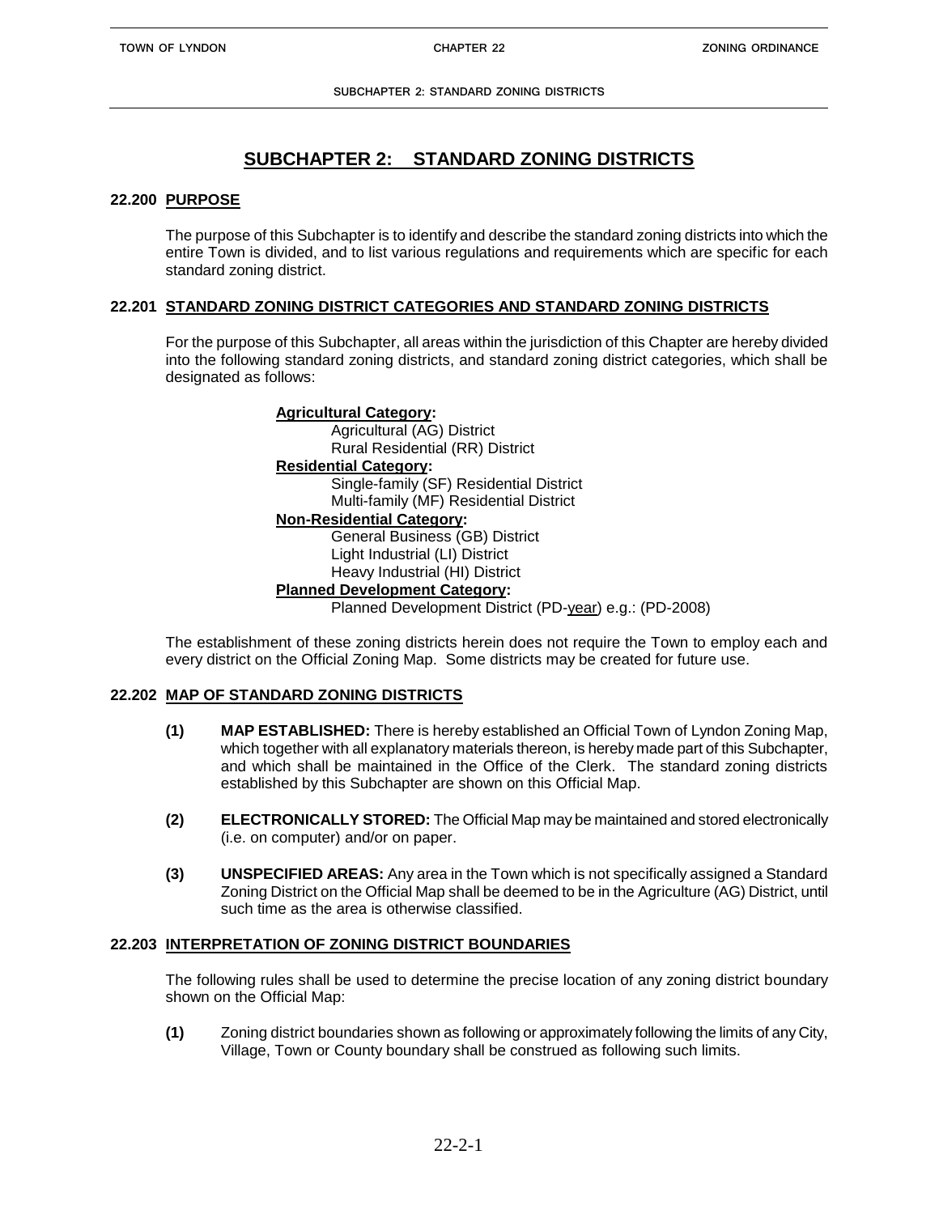# SUBCHAPTER 2: STANDARD ZONING DISTRICTS

## 22.200 PURPOSE

The purpose of this Subchapter is to identify and describe the standard zoning districts into which the entire Town is divided, and to list various regulations and requirements which are specific for each standard zoning district.

## 22.201 STANDARD ZONING DISTRICT CATEGORIES AND STANDARD ZONING DISTRICTS

For the purpose of this Subchapter, all areas within the jurisdiction of this Chapter are hereby divided into the following standard zoning districts, and standard zoning district categories, which shall be designated as follows:

**Agricultural Category:**
- Agricultural (AG) District
- Rural Residential (RR) District

**Residential Category:**
- Single-family (SF) Residential District
- Multi-family (MF) Residential District

**Non-Residential Category:**
- General Business (GB) District
- Light Industrial (LI) District
- Heavy Industrial (HI) District

**Planned Development Category:**
- Planned Development District (PD-year) e.g.: (PD-2008)

The establishment of these zoning districts herein does not require the Town to employ each and every district on the Official Zoning Map. Some districts may be created for future use.

## 22.202 MAP OF STANDARD ZONING DISTRICTS

**(1) MAP ESTABLISHED:** There is hereby established an Official Town of Lyndon Zoning Map, which together with all explanatory materials thereon, is hereby made part of this Subchapter, and which shall be maintained in the Office of the Clerk. The standard zoning districts established by this Subchapter are shown on this Official Map.

**(2) ELECTRONICALLY STORED:** The Official Map may be maintained and stored electronically (i.e. on computer) and/or on paper.

**(3) UNSPECIFIED AREAS:** Any area in the Town which is not specifically assigned a Standard Zoning District on the Official Map shall be deemed to be in the Agriculture (AG) District, until such time as the area is otherwise classified.

## 22.203 INTERPRETATION OF ZONING DISTRICT BOUNDARIES

The following rules shall be used to determine the precise location of any zoning district boundary shown on the Official Map:

**(1)** Zoning district boundaries shown as following or approximately following the limits of any City, Village, Town or County boundary shall be construed as following such limits.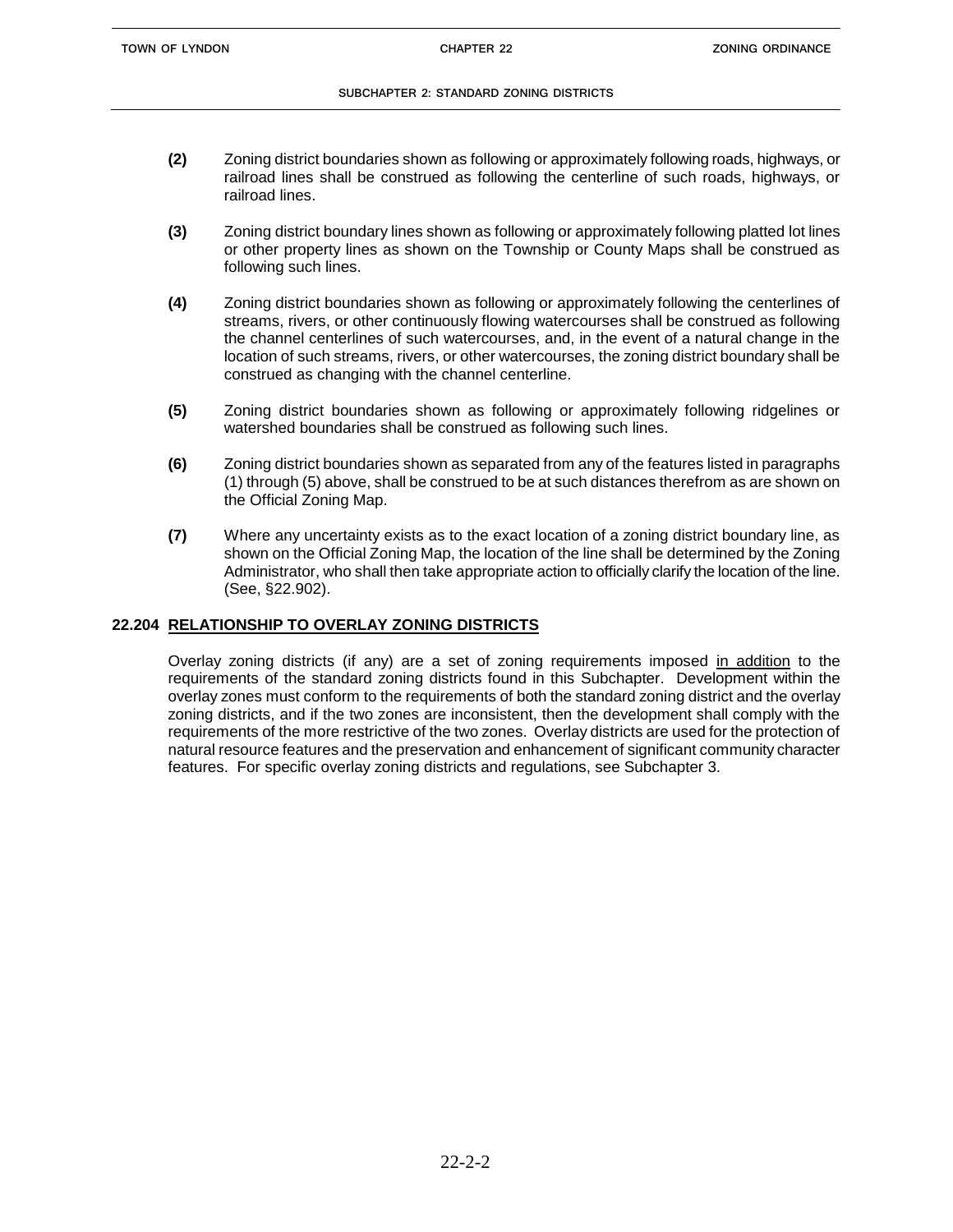**(2)** Zoning district boundaries shown as following or approximately following roads, highways, or railroad lines shall be construed as following the centerline of such roads, highways, or railroad lines.

**(3)** Zoning district boundary lines shown as following or approximately following platted lot lines or other property lines as shown on the Township or County Maps shall be construed as following such lines.

**(4)** Zoning district boundaries shown as following or approximately following the centerlines of streams, rivers, or other continuously flowing watercourses shall be construed as following the channel centerlines of such watercourses, and, in the event of a natural change in the location of such streams, rivers, or other watercourses, the zoning district boundary shall be construed as changing with the channel centerline.

**(5)** Zoning district boundaries shown as following or approximately following ridgelines or watershed boundaries shall be construed as following such lines.

**(6)** Zoning district boundaries shown as separated from any of the features listed in paragraphs (1) through (5) above, shall be construed to be at such distances therefrom as are shown on the Official Zoning Map.

**(7)** Where any uncertainty exists as to the exact location of a zoning district boundary line, as shown on the Official Zoning Map, the location of the line shall be determined by the Zoning Administrator, who shall then take appropriate action to officially clarify the location of the line. (See, §22.902).

## 22.204 RELATIONSHIP TO OVERLAY ZONING DISTRICTS

Overlay zoning districts (if any) are a set of zoning requirements imposed in addition to the requirements of the standard zoning districts found in this Subchapter. Development within the overlay zones must conform to the requirements of both the standard zoning district and the overlay zoning districts, and if the two zones are inconsistent, then the development shall comply with the requirements of the more restrictive of the two zones. Overlay districts are used for the protection of natural resource features and the preservation and enhancement of significant community character features. For specific overlay zoning districts and regulations, see Subchapter 3.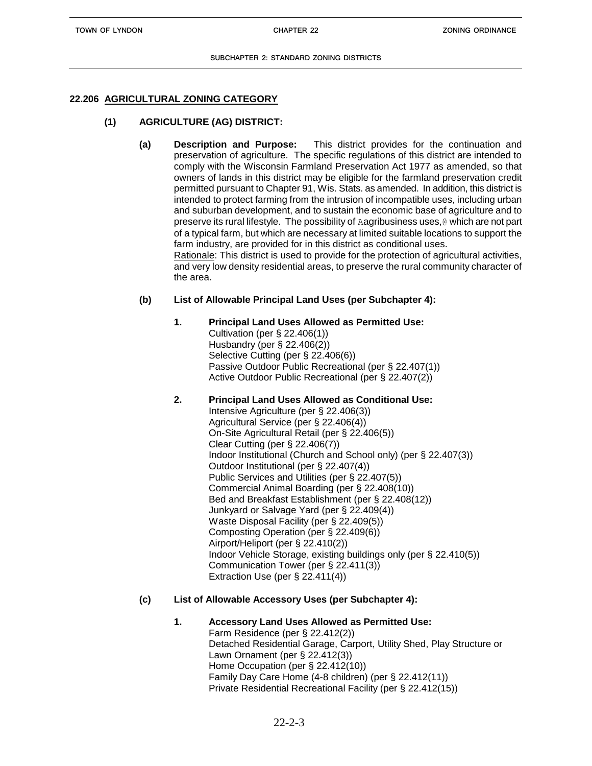## 22.206 AGRICULTURAL ZONING CATEGORY

### (1) AGRICULTURE (AG) DISTRICT:

**(a) Description and Purpose:** This district provides for the continuation and preservation of agriculture. The specific regulations of this district are intended to comply with the Wisconsin Farmland Preservation Act 1977 as amended, so that owners of lands in this district may be eligible for the farmland preservation credit permitted pursuant to Chapter 91, Wis. Stats. as amended. In addition, this district is intended to protect farming from the intrusion of incompatible uses, including urban and suburban development, and to sustain the economic base of agriculture and to preserve its rural lifestyle. The possibility of Aagribusiness uses,@ which are not part of a typical farm, but which are necessary at limited suitable locations to support the farm industry, are provided for in this district as conditional uses.

Rationale: This district is used to provide for the protection of agricultural activities, and very low density residential areas, to preserve the rural community character of the area.

**(b) List of Allowable Principal Land Uses (per Subchapter 4):**

**1. Principal Land Uses Allowed as Permitted Use:**

Cultivation (per § 22.406(1))
Husbandry (per § 22.406(2))
Selective Cutting (per § 22.406(6))
Passive Outdoor Public Recreational (per § 22.407(1))
Active Outdoor Public Recreational (per § 22.407(2))

**2. Principal Land Uses Allowed as Conditional Use:**

Intensive Agriculture (per § 22.406(3))
Agricultural Service (per § 22.406(4))
On-Site Agricultural Retail (per § 22.406(5))
Clear Cutting (per § 22.406(7))
Indoor Institutional (Church and School only) (per § 22.407(3))
Outdoor Institutional (per § 22.407(4))
Public Services and Utilities (per § 22.407(5))
Commercial Animal Boarding (per § 22.408(10))
Bed and Breakfast Establishment (per § 22.408(12))
Junkyard or Salvage Yard (per § 22.409(4))
Waste Disposal Facility (per § 22.409(5))
Composting Operation (per § 22.409(6))
Airport/Heliport (per § 22.410(2))
Indoor Vehicle Storage, existing buildings only (per § 22.410(5))
Communication Tower (per § 22.411(3))
Extraction Use (per § 22.411(4))

**(c) List of Allowable Accessory Uses (per Subchapter 4):**

**1. Accessory Land Uses Allowed as Permitted Use:**

Farm Residence (per § 22.412(2))
Detached Residential Garage, Carport, Utility Shed, Play Structure or Lawn Ornament (per § 22.412(3))
Home Occupation (per § 22.412(10))
Family Day Care Home (4-8 children) (per § 22.412(11))
Private Residential Recreational Facility (per § 22.412(15))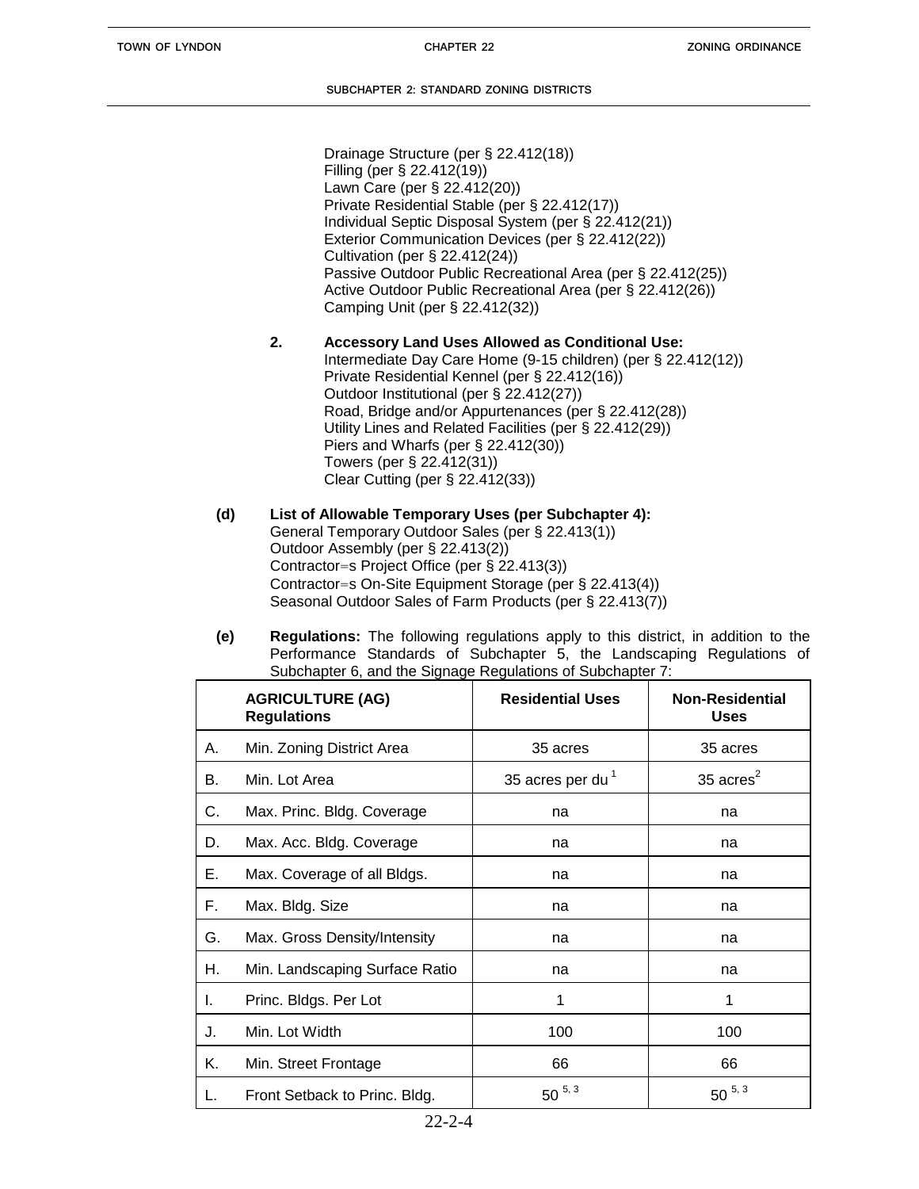Drainage Structure (per § 22.412(18))
Filling (per § 22.412(19))
Lawn Care (per § 22.412(20))
Private Residential Stable (per § 22.412(17))
Individual Septic Disposal System (per § 22.412(21))
Exterior Communication Devices (per § 22.412(22))
Cultivation (per § 22.412(24))
Passive Outdoor Public Recreational Area (per § 22.412(25))
Active Outdoor Public Recreational Area (per § 22.412(26))
Camping Unit (per § 22.412(32))

**2. Accessory Land Uses Allowed as Conditional Use:**
Intermediate Day Care Home (9-15 children) (per § 22.412(12))
Private Residential Kennel (per § 22.412(16))
Outdoor Institutional (per § 22.412(27))
Road, Bridge and/or Appurtenances (per § 22.412(28))
Utility Lines and Related Facilities (per § 22.412(29))
Piers and Wharfs (per § 22.412(30))
Towers (per § 22.412(31))
Clear Cutting (per § 22.412(33))

**(d) List of Allowable Temporary Uses (per Subchapter 4):**
General Temporary Outdoor Sales (per § 22.413(1))
Outdoor Assembly (per § 22.413(2))
Contractor=s Project Office (per § 22.413(3))
Contractor=s On-Site Equipment Storage (per § 22.413(4))
Seasonal Outdoor Sales of Farm Products (per § 22.413(7))

**(e) Regulations:** The following regulations apply to this district, in addition to the Performance Standards of Subchapter 5, the Landscaping Regulations of Subchapter 6, and the Signage Regulations of Subchapter 7:

| | **AGRICULTURE (AG) Regulations** | **Residential Uses** | **Non-Residential Uses** |
|---|---|---|---|
| A. | Min. Zoning District Area | 35 acres | 35 acres |
| B. | Min. Lot Area | 35 acres per du [1] | 35 acres[2] |
| C. | Max. Princ. Bldg. Coverage | na | na |
| D. | Max. Acc. Bldg. Coverage | na | na |
| E. | Max. Coverage of all Bldgs. | na | na |
| F. | Max. Bldg. Size | na | na |
| G. | Max. Gross Density/Intensity | na | na |
| H. | Min. Landscaping Surface Ratio | na | na |
| I. | Princ. Bldgs. Per Lot | 1 | 1 |
| J. | Min. Lot Width | 100 | 100 |
| K. | Min. Street Frontage | 66 | 66 |
| L. | Front Setback to Princ. Bldg. | 50 [5, 3] | 50 [5, 3] |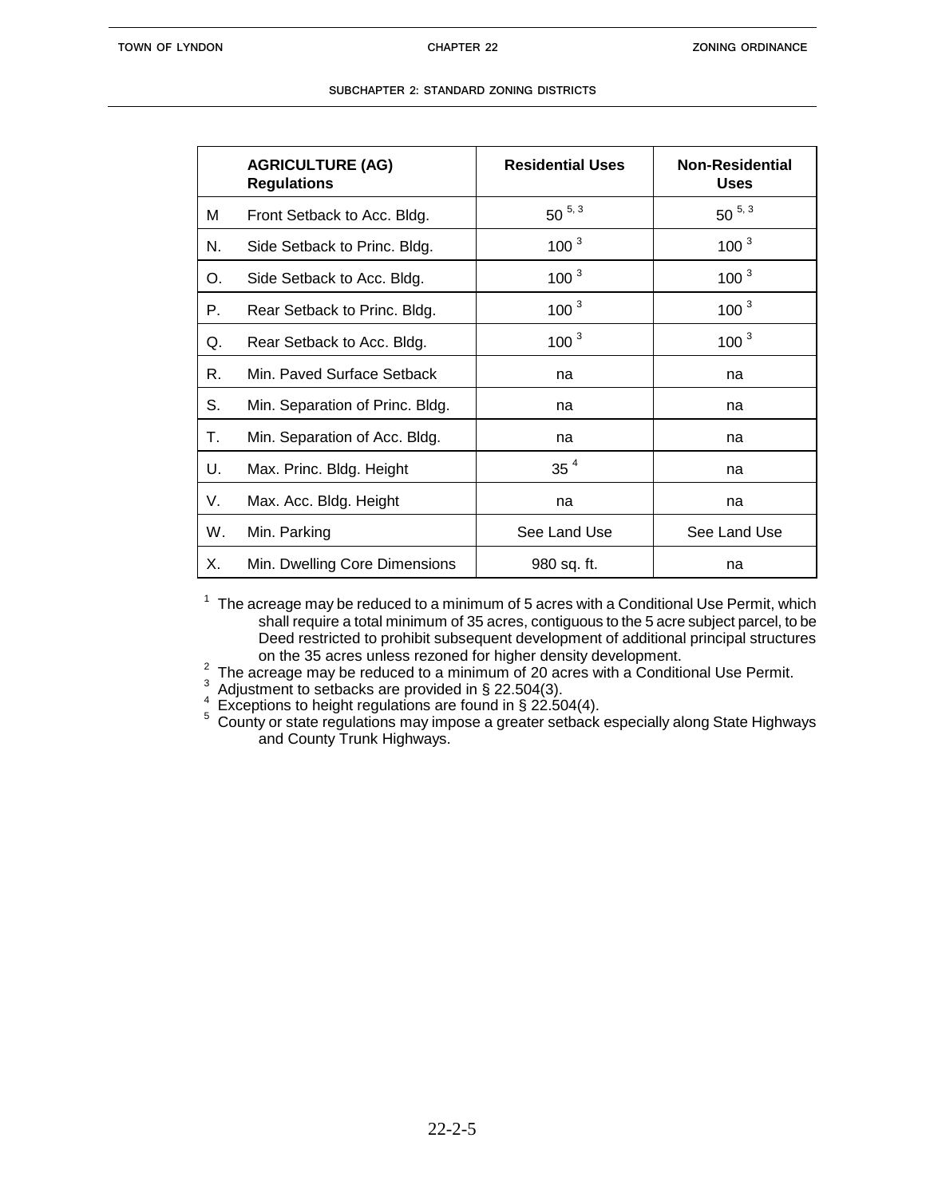| | AGRICULTURE (AG) Regulations | Residential Uses | Non-Residential Uses |
|---|---|---|---|
| M | Front Setback to Acc. Bldg. | 50 [5, 3] | 50 [5, 3] |
| N. | Side Setback to Princ. Bldg. | 100 [3] | 100 [3] |
| O. | Side Setback to Acc. Bldg. | 100 [3] | 100 [3] |
| P. | Rear Setback to Princ. Bldg. | 100 [3] | 100 [3] |
| Q. | Rear Setback to Acc. Bldg. | 100 [3] | 100 [3] |
| R. | Min. Paved Surface Setback | na | na |
| S. | Min. Separation of Princ. Bldg. | na | na |
| T. | Min. Separation of Acc. Bldg. | na | na |
| U. | Max. Princ. Bldg. Height | 35 [4] | na |
| V. | Max. Acc. Bldg. Height | na | na |
| W. | Min. Parking | See Land Use | See Land Use |
| X. | Min. Dwelling Core Dimensions | 980 sq. ft. | na |

[1] The acreage may be reduced to a minimum of 5 acres with a Conditional Use Permit, which shall require a total minimum of 35 acres, contiguous to the 5 acre subject parcel, to be Deed restricted to prohibit subsequent development of additional principal structures on the 35 acres unless rezoned for higher density development.

[2] The acreage may be reduced to a minimum of 20 acres with a Conditional Use Permit.

[3] Adjustment to setbacks are provided in § 22.504(3).

[4] Exceptions to height regulations are found in § 22.504(4).

[5] County or state regulations may impose a greater setback especially along State Highways and County Trunk Highways.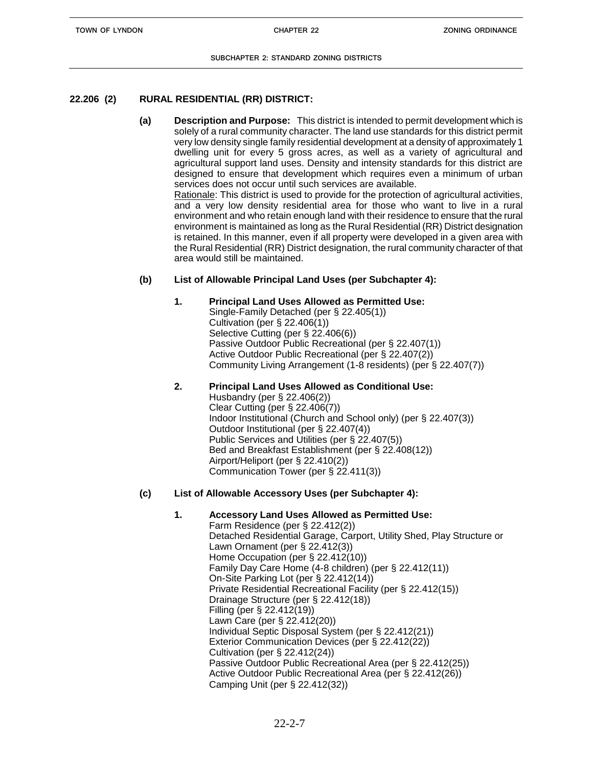## 22.206 (2) RURAL RESIDENTIAL (RR) DISTRICT:

**(a) Description and Purpose:** This district is intended to permit development which is solely of a rural community character. The land use standards for this district permit very low density single family residential development at a density of approximately 1 dwelling unit for every 5 gross acres, as well as a variety of agricultural and agricultural support land uses. Density and intensity standards for this district are designed to ensure that development which requires even a minimum of urban services does not occur until such services are available.

Rationale: This district is used to provide for the protection of agricultural activities, and a very low density residential area for those who want to live in a rural environment and who retain enough land with their residence to ensure that the rural environment is maintained as long as the Rural Residential (RR) District designation is retained. In this manner, even if all property were developed in a given area with the Rural Residential (RR) District designation, the rural community character of that area would still be maintained.

**(b) List of Allowable Principal Land Uses (per Subchapter 4):**

**1. Principal Land Uses Allowed as Permitted Use:**

Single-Family Detached (per § 22.405(1))
Cultivation (per § 22.406(1))
Selective Cutting (per § 22.406(6))
Passive Outdoor Public Recreational (per § 22.407(1))
Active Outdoor Public Recreational (per § 22.407(2))
Community Living Arrangement (1-8 residents) (per § 22.407(7))

**2. Principal Land Uses Allowed as Conditional Use:**

Husbandry (per § 22.406(2))
Clear Cutting (per § 22.406(7))
Indoor Institutional (Church and School only) (per § 22.407(3))
Outdoor Institutional (per § 22.407(4))
Public Services and Utilities (per § 22.407(5))
Bed and Breakfast Establishment (per § 22.408(12))
Airport/Heliport (per § 22.410(2))
Communication Tower (per § 22.411(3))

**(c) List of Allowable Accessory Uses (per Subchapter 4):**

**1. Accessory Land Uses Allowed as Permitted Use:**

Farm Residence (per § 22.412(2))
Detached Residential Garage, Carport, Utility Shed, Play Structure or Lawn Ornament (per § 22.412(3))
Home Occupation (per § 22.412(10))
Family Day Care Home (4-8 children) (per § 22.412(11))
On-Site Parking Lot (per § 22.412(14))
Private Residential Recreational Facility (per § 22.412(15))
Drainage Structure (per § 22.412(18))
Filling (per § 22.412(19))
Lawn Care (per § 22.412(20))
Individual Septic Disposal System (per § 22.412(21))
Exterior Communication Devices (per § 22.412(22))
Cultivation (per § 22.412(24))
Passive Outdoor Public Recreational Area (per § 22.412(25))
Active Outdoor Public Recreational Area (per § 22.412(26))
Camping Unit (per § 22.412(32))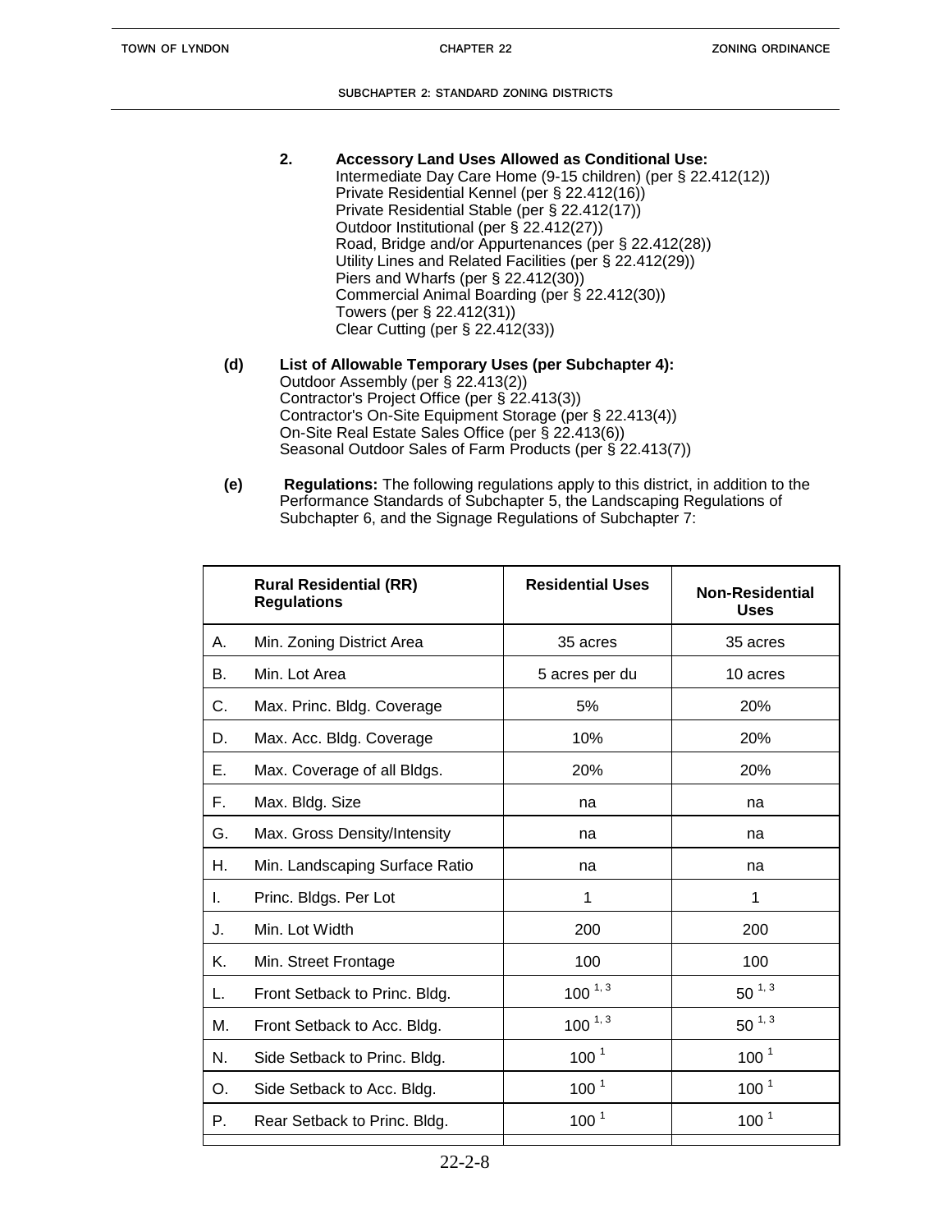2. **Accessory Land Uses Allowed as Conditional Use:**
   Intermediate Day Care Home (9-15 children) (per § 22.412(12))
   Private Residential Kennel (per § 22.412(16))
   Private Residential Stable (per § 22.412(17))
   Outdoor Institutional (per § 22.412(27))
   Road, Bridge and/or Appurtenances (per § 22.412(28))
   Utility Lines and Related Facilities (per § 22.412(29))
   Piers and Wharfs (per § 22.412(30))
   Commercial Animal Boarding (per § 22.412(30))
   Towers (per § 22.412(31))
   Clear Cutting (per § 22.412(33))

**(d) List of Allowable Temporary Uses (per Subchapter 4):**
Outdoor Assembly (per § 22.413(2))
Contractor's Project Office (per § 22.413(3))
Contractor's On-Site Equipment Storage (per § 22.413(4))
On-Site Real Estate Sales Office (per § 22.413(6))
Seasonal Outdoor Sales of Farm Products (per § 22.413(7))

**(e) Regulations:** The following regulations apply to this district, in addition to the Performance Standards of Subchapter 5, the Landscaping Regulations of Subchapter 6, and the Signage Regulations of Subchapter 7:

| | **Rural Residential (RR) Regulations** | **Residential Uses** | **Non-Residential Uses** |
|---|---|---|---|
| A. | Min. Zoning District Area | 35 acres | 35 acres |
| B. | Min. Lot Area | 5 acres per du | 10 acres |
| C. | Max. Princ. Bldg. Coverage | 5% | 20% |
| D. | Max. Acc. Bldg. Coverage | 10% | 20% |
| E. | Max. Coverage of all Bldgs. | 20% | 20% |
| F. | Max. Bldg. Size | na | na |
| G. | Max. Gross Density/Intensity | na | na |
| H. | Min. Landscaping Surface Ratio | na | na |
| I. | Princ. Bldgs. Per Lot | 1 | 1 |
| J. | Min. Lot Width | 200 | 200 |
| K. | Min. Street Frontage | 100 | 100 |
| L. | Front Setback to Princ. Bldg. | 100 [1, 3] | 50 [1, 3] |
| M. | Front Setback to Acc. Bldg. | 100 [1, 3] | 50 [1, 3] |
| N. | Side Setback to Princ. Bldg. | 100 [1] | 100 [1] |
| O. | Side Setback to Acc. Bldg. | 100 [1] | 100 [1] |
| P. | Rear Setback to Princ. Bldg. | 100 [1] | 100 [1] |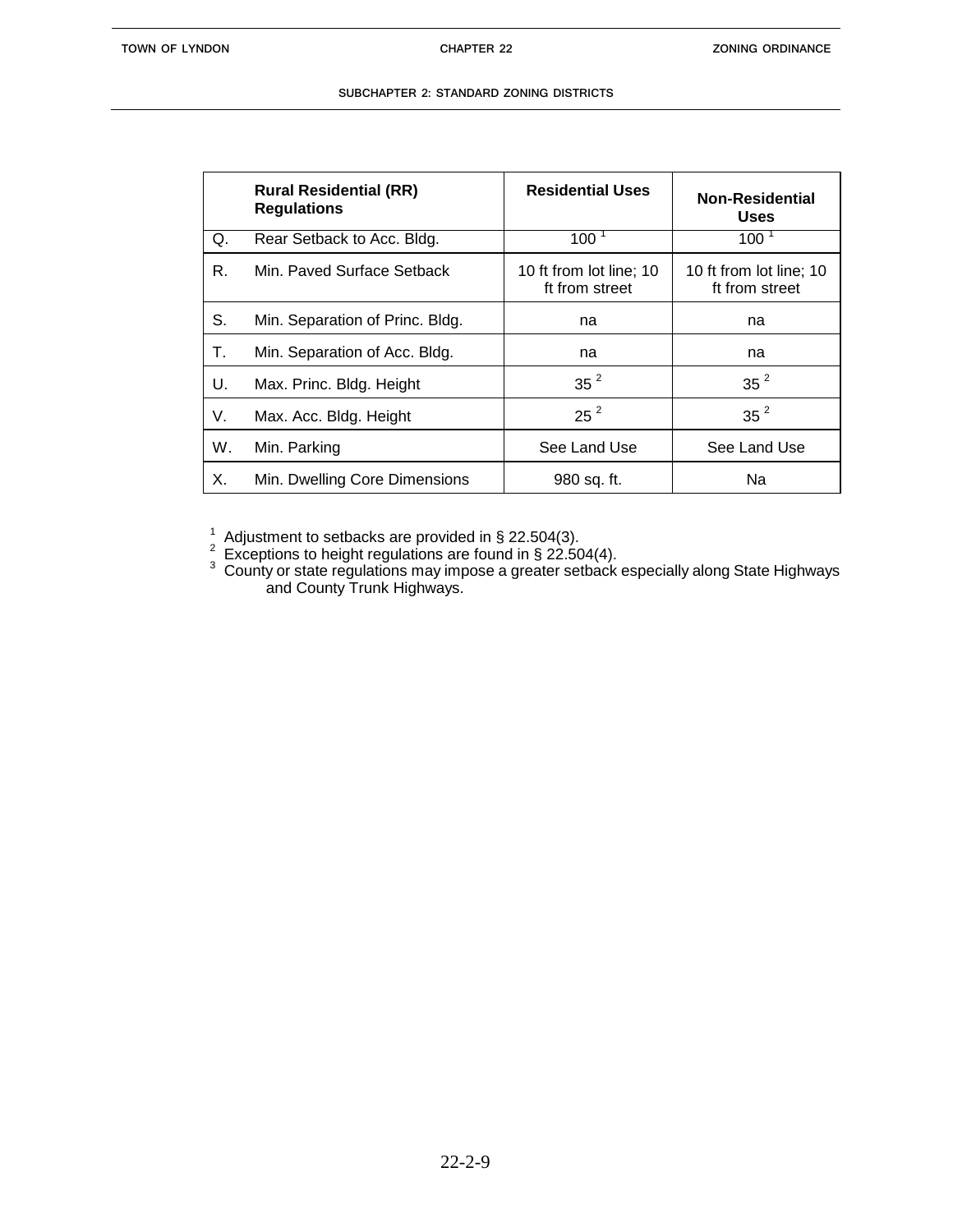| | Rural Residential (RR) Regulations | Residential Uses | Non-Residential Uses |
|---|---|---|---|
| Q. | Rear Setback to Acc. Bldg. | 100 [1] | 100 [1] |
| R. | Min. Paved Surface Setback | 10 ft from lot line; 10 ft from street | 10 ft from lot line; 10 ft from street |
| S. | Min. Separation of Princ. Bldg. | na | na |
| T. | Min. Separation of Acc. Bldg. | na | na |
| U. | Max. Princ. Bldg. Height | 35 [2] | 35 [2] |
| V. | Max. Acc. Bldg. Height | 25 [2] | 35 [2] |
| W. | Min. Parking | See Land Use | See Land Use |
| X. | Min. Dwelling Core Dimensions | 980 sq. ft. | Na |

[1] Adjustment to setbacks are provided in § 22.504(3).
[2] Exceptions to height regulations are found in § 22.504(4).
[3] County or state regulations may impose a greater setback especially along State Highways and County Trunk Highways.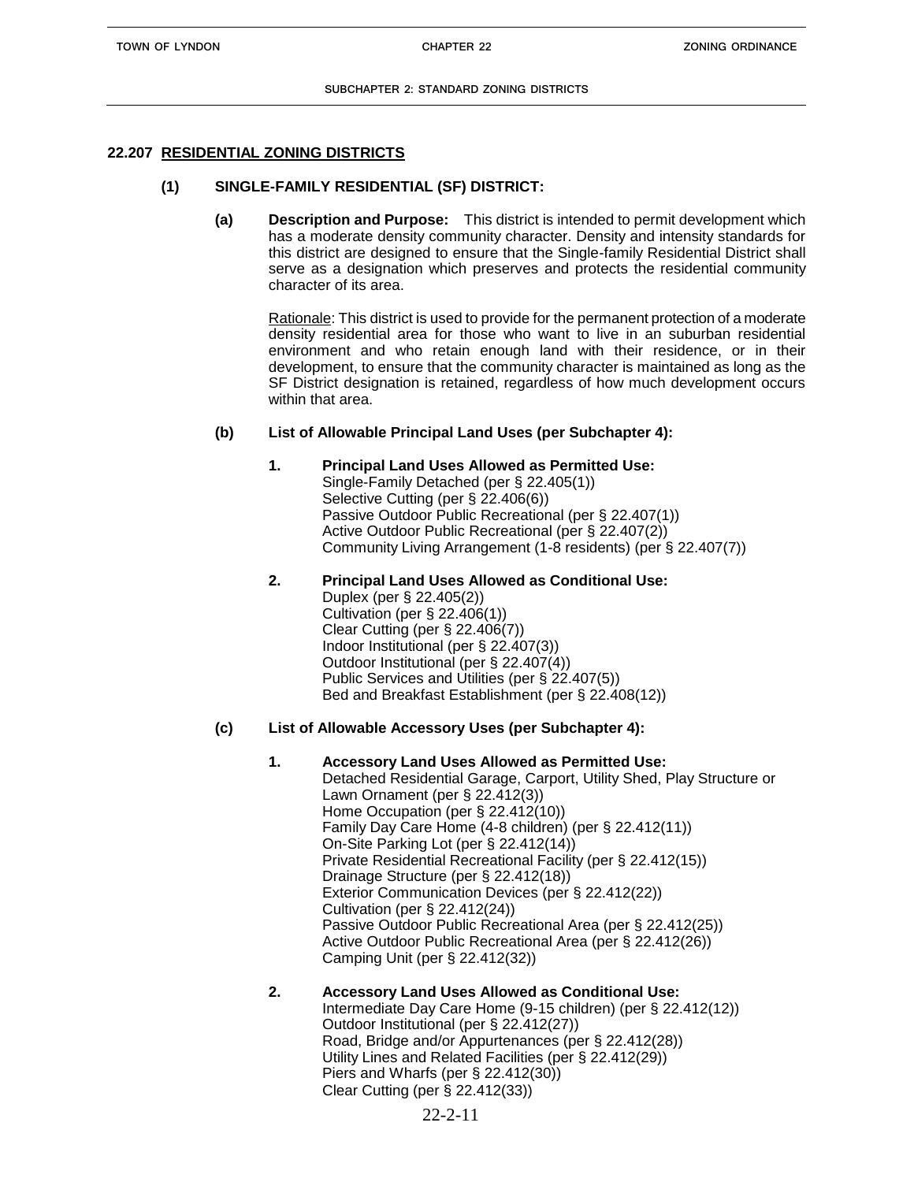## 22.207 RESIDENTIAL ZONING DISTRICTS

### (1) SINGLE-FAMILY RESIDENTIAL (SF) DISTRICT:

**(a) Description and Purpose:** This district is intended to permit development which has a moderate density community character. Density and intensity standards for this district are designed to ensure that the Single-family Residential District shall serve as a designation which preserves and protects the residential community character of its area.

Rationale: This district is used to provide for the permanent protection of a moderate density residential area for those who want to live in an suburban residential environment and who retain enough land with their residence, or in their development, to ensure that the community character is maintained as long as the SF District designation is retained, regardless of how much development occurs within that area.

**(b) List of Allowable Principal Land Uses (per Subchapter 4):**

**1. Principal Land Uses Allowed as Permitted Use:**
Single-Family Detached (per § 22.405(1))
Selective Cutting (per § 22.406(6))
Passive Outdoor Public Recreational (per § 22.407(1))
Active Outdoor Public Recreational (per § 22.407(2))
Community Living Arrangement (1-8 residents) (per § 22.407(7))

**2. Principal Land Uses Allowed as Conditional Use:**
Duplex (per § 22.405(2))
Cultivation (per § 22.406(1))
Clear Cutting (per § 22.406(7))
Indoor Institutional (per § 22.407(3))
Outdoor Institutional (per § 22.407(4))
Public Services and Utilities (per § 22.407(5))
Bed and Breakfast Establishment (per § 22.408(12))

**(c) List of Allowable Accessory Uses (per Subchapter 4):**

**1. Accessory Land Uses Allowed as Permitted Use:**
Detached Residential Garage, Carport, Utility Shed, Play Structure or Lawn Ornament (per § 22.412(3))
Home Occupation (per § 22.412(10))
Family Day Care Home (4-8 children) (per § 22.412(11))
On-Site Parking Lot (per § 22.412(14))
Private Residential Recreational Facility (per § 22.412(15))
Drainage Structure (per § 22.412(18))
Exterior Communication Devices (per § 22.412(22))
Cultivation (per § 22.412(24))
Passive Outdoor Public Recreational Area (per § 22.412(25))
Active Outdoor Public Recreational Area (per § 22.412(26))
Camping Unit (per § 22.412(32))

**2. Accessory Land Uses Allowed as Conditional Use:**
Intermediate Day Care Home (9-15 children) (per § 22.412(12))
Outdoor Institutional (per § 22.412(27))
Road, Bridge and/or Appurtenances (per § 22.412(28))
Utility Lines and Related Facilities (per § 22.412(29))
Piers and Wharfs (per § 22.412(30))
Clear Cutting (per § 22.412(33))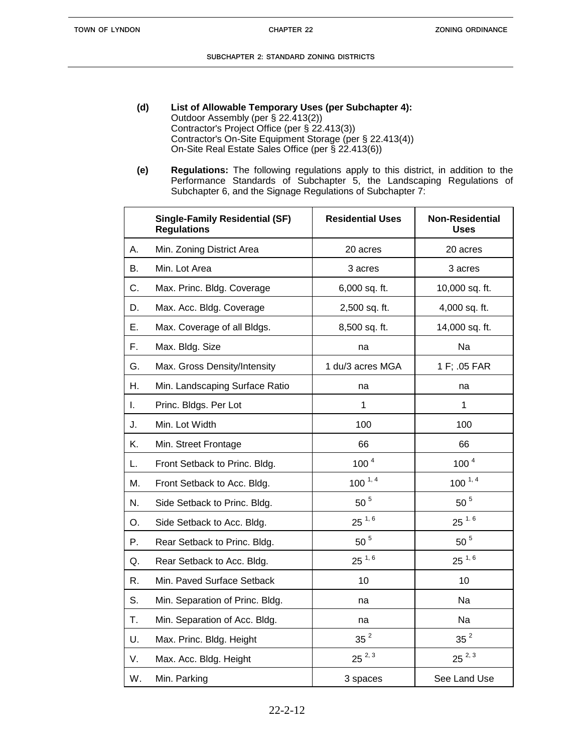**(d)** **List of Allowable Temporary Uses (per Subchapter 4):**
Outdoor Assembly (per § 22.413(2))
Contractor's Project Office (per § 22.413(3))
Contractor's On-Site Equipment Storage (per § 22.413(4))
On-Site Real Estate Sales Office (per § 22.413(6))

**(e)** **Regulations:** The following regulations apply to this district, in addition to the Performance Standards of Subchapter 5, the Landscaping Regulations of Subchapter 6, and the Signage Regulations of Subchapter 7:

| | **Single-Family Residential (SF) Regulations** | **Residential Uses** | **Non-Residential Uses** |
|---|---|---|---|
| A. | Min. Zoning District Area | 20 acres | 20 acres |
| B. | Min. Lot Area | 3 acres | 3 acres |
| C. | Max. Princ. Bldg. Coverage | 6,000 sq. ft. | 10,000 sq. ft. |
| D. | Max. Acc. Bldg. Coverage | 2,500 sq. ft. | 4,000 sq. ft. |
| E. | Max. Coverage of all Bldgs. | 8,500 sq. ft. | 14,000 sq. ft. |
| F. | Max. Bldg. Size | na | Na |
| G. | Max. Gross Density/Intensity | 1 du/3 acres MGA | 1 F; .05 FAR |
| H. | Min. Landscaping Surface Ratio | na | na |
| I. | Princ. Bldgs. Per Lot | 1 | 1 |
| J. | Min. Lot Width | 100 | 100 |
| K. | Min. Street Frontage | 66 | 66 |
| L. | Front Setback to Princ. Bldg. | 100 [4] | 100 [4] |
| M. | Front Setback to Acc. Bldg. | 100 [1, 4] | 100 [1, 4] |
| N. | Side Setback to Princ. Bldg. | 50 [5] | 50 [5] |
| O. | Side Setback to Acc. Bldg. | 25 [1, 6] | 25 [1, 6] |
| P. | Rear Setback to Princ. Bldg. | 50 [5] | 50 [5] |
| Q. | Rear Setback to Acc. Bldg. | 25 [1, 6] | 25 [1, 6] |
| R. | Min. Paved Surface Setback | 10 | 10 |
| S. | Min. Separation of Princ. Bldg. | na | Na |
| T. | Min. Separation of Acc. Bldg. | na | Na |
| U. | Max. Princ. Bldg. Height | 35 [2] | 35 [2] |
| V. | Max. Acc. Bldg. Height | 25 [2, 3] | 25 [2, 3] |
| W. | Min. Parking | 3 spaces | See Land Use |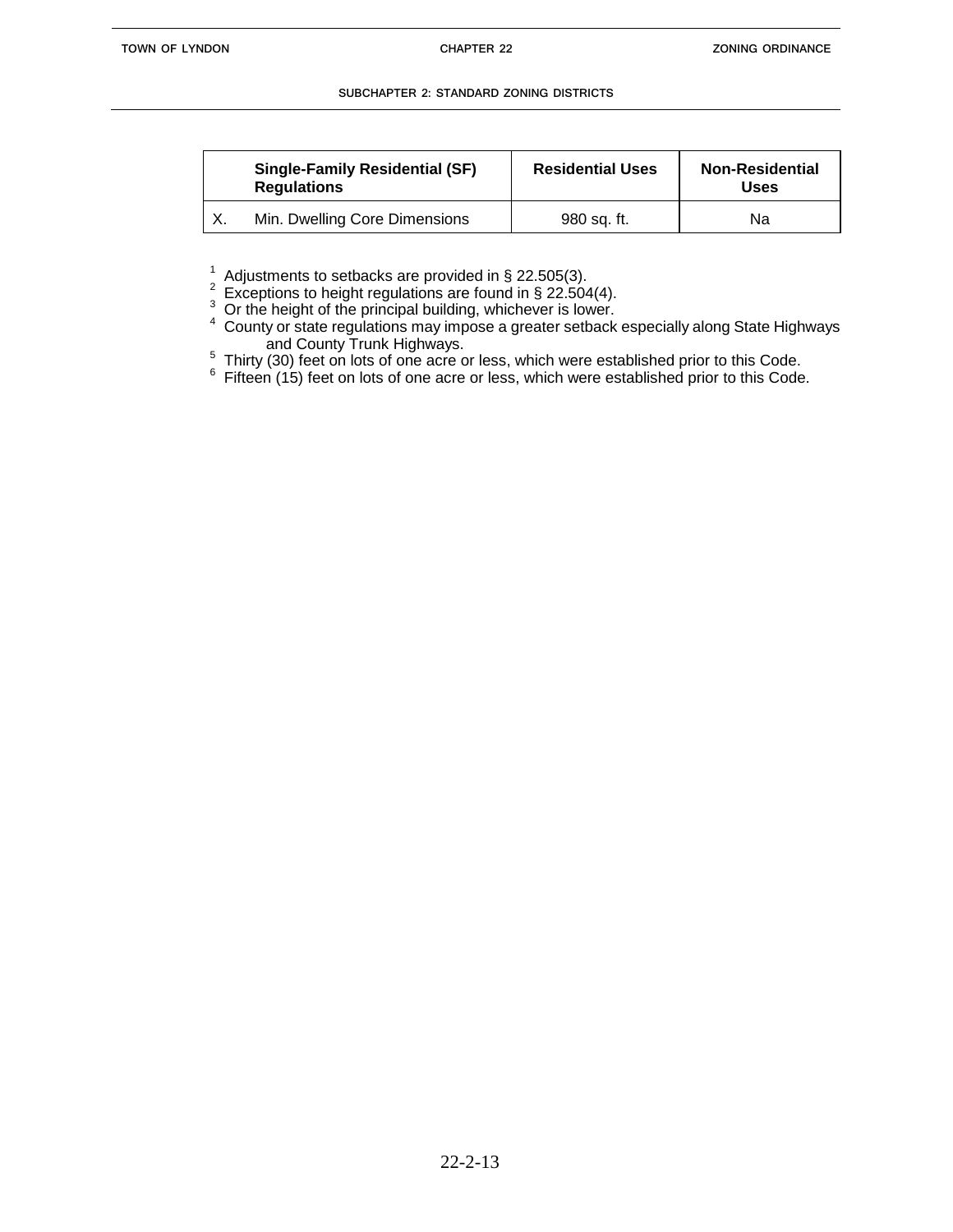| | Single-Family Residential (SF) Regulations | Residential Uses | Non-Residential Uses |
|---|---|---|---|
| X. | Min. Dwelling Core Dimensions | 980 sq. ft. | Na |

[1] Adjustments to setbacks are provided in § 22.505(3).
[2] Exceptions to height regulations are found in § 22.504(4).
[3] Or the height of the principal building, whichever is lower.
[4] County or state regulations may impose a greater setback especially along State Highways and County Trunk Highways.
[5] Thirty (30) feet on lots of one acre or less, which were established prior to this Code.
[6] Fifteen (15) feet on lots of one acre or less, which were established prior to this Code.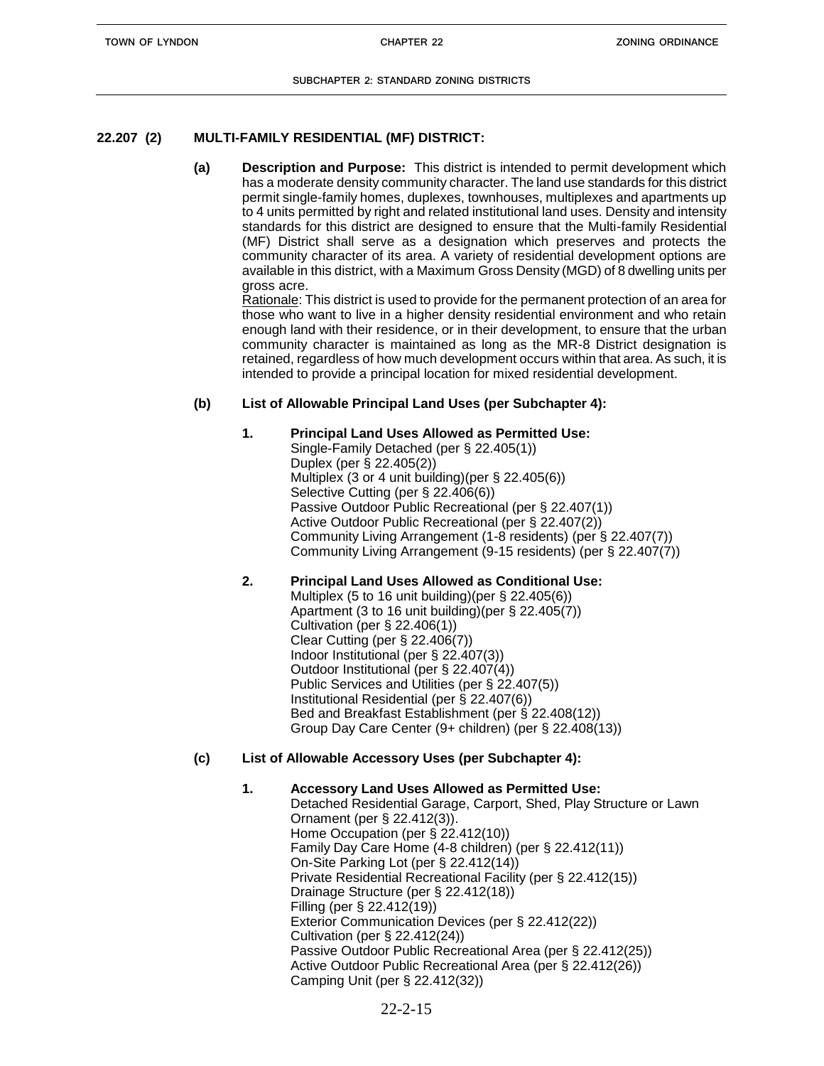## 22.207 (2) MULTI-FAMILY RESIDENTIAL (MF) DISTRICT:

**(a) Description and Purpose:** This district is intended to permit development which has a moderate density community character. The land use standards for this district permit single-family homes, duplexes, townhouses, multiplexes and apartments up to 4 units permitted by right and related institutional land uses. Density and intensity standards for this district are designed to ensure that the Multi-family Residential (MF) District shall serve as a designation which preserves and protects the community character of its area. A variety of residential development options are available in this district, with a Maximum Gross Density (MGD) of 8 dwelling units per gross acre.

Rationale: This district is used to provide for the permanent protection of an area for those who want to live in a higher density residential environment and who retain enough land with their residence, or in their development, to ensure that the urban community character is maintained as long as the MR-8 District designation is retained, regardless of how much development occurs within that area. As such, it is intended to provide a principal location for mixed residential development.

**(b) List of Allowable Principal Land Uses (per Subchapter 4):**

**1. Principal Land Uses Allowed as Permitted Use:**

Single-Family Detached (per § 22.405(1))
Duplex (per § 22.405(2))
Multiplex (3 or 4 unit building)(per § 22.405(6))
Selective Cutting (per § 22.406(6))
Passive Outdoor Public Recreational (per § 22.407(1))
Active Outdoor Public Recreational (per § 22.407(2))
Community Living Arrangement (1-8 residents) (per § 22.407(7))
Community Living Arrangement (9-15 residents) (per § 22.407(7))

**2. Principal Land Uses Allowed as Conditional Use:**

Multiplex (5 to 16 unit building)(per § 22.405(6))
Apartment (3 to 16 unit building)(per § 22.405(7))
Cultivation (per § 22.406(1))
Clear Cutting (per § 22.406(7))
Indoor Institutional (per § 22.407(3))
Outdoor Institutional (per § 22.407(4))
Public Services and Utilities (per § 22.407(5))
Institutional Residential (per § 22.407(6))
Bed and Breakfast Establishment (per § 22.408(12))
Group Day Care Center (9+ children) (per § 22.408(13))

**(c) List of Allowable Accessory Uses (per Subchapter 4):**

**1. Accessory Land Uses Allowed as Permitted Use:**

Detached Residential Garage, Carport, Shed, Play Structure or Lawn Ornament (per § 22.412(3)).
Home Occupation (per § 22.412(10))
Family Day Care Home (4-8 children) (per § 22.412(11))
On-Site Parking Lot (per § 22.412(14))
Private Residential Recreational Facility (per § 22.412(15))
Drainage Structure (per § 22.412(18))
Filling (per § 22.412(19))
Exterior Communication Devices (per § 22.412(22))
Cultivation (per § 22.412(24))
Passive Outdoor Public Recreational Area (per § 22.412(25))
Active Outdoor Public Recreational Area (per § 22.412(26))
Camping Unit (per § 22.412(32))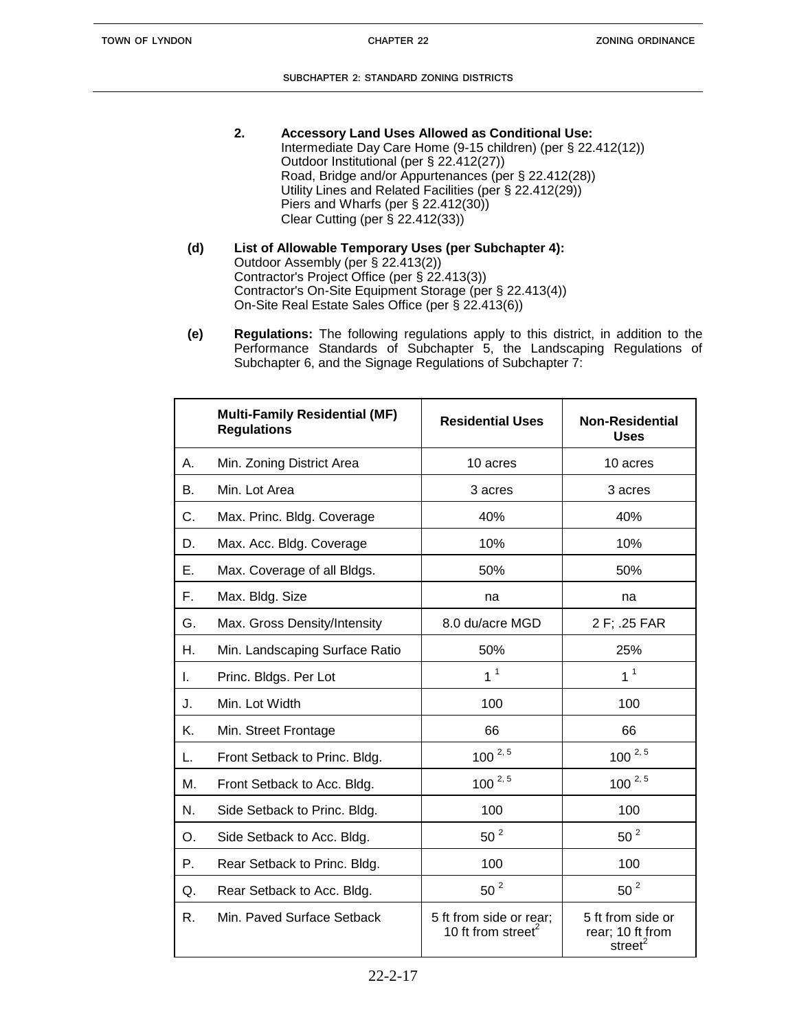**2. Accessory Land Uses Allowed as Conditional Use:**
Intermediate Day Care Home (9-15 children) (per § 22.412(12))
Outdoor Institutional (per § 22.412(27))
Road, Bridge and/or Appurtenances (per § 22.412(28))
Utility Lines and Related Facilities (per § 22.412(29))
Piers and Wharfs (per § 22.412(30))
Clear Cutting (per § 22.412(33))

**(d) List of Allowable Temporary Uses (per Subchapter 4):**
Outdoor Assembly (per § 22.413(2))
Contractor's Project Office (per § 22.413(3))
Contractor's On-Site Equipment Storage (per § 22.413(4))
On-Site Real Estate Sales Office (per § 22.413(6))

**(e) Regulations:** The following regulations apply to this district, in addition to the Performance Standards of Subchapter 5, the Landscaping Regulations of Subchapter 6, and the Signage Regulations of Subchapter 7:

| | Multi-Family Residential (MF) Regulations | Residential Uses | Non-Residential Uses |
|---|---|---|---|
| A. | Min. Zoning District Area | 10 acres | 10 acres |
| B. | Min. Lot Area | 3 acres | 3 acres |
| C. | Max. Princ. Bldg. Coverage | 40% | 40% |
| D. | Max. Acc. Bldg. Coverage | 10% | 10% |
| E. | Max. Coverage of all Bldgs. | 50% | 50% |
| F. | Max. Bldg. Size | na | na |
| G. | Max. Gross Density/Intensity | 8.0 du/acre MGD | 2 F; .25 FAR |
| H. | Min. Landscaping Surface Ratio | 50% | 25% |
| I. | Princ. Bldgs. Per Lot | 1 [1] | 1 [1] |
| J. | Min. Lot Width | 100 | 100 |
| K. | Min. Street Frontage | 66 | 66 |
| L. | Front Setback to Princ. Bldg. | 100 [2, 5] | 100 [2, 5] |
| M. | Front Setback to Acc. Bldg. | 100 [2, 5] | 100 [2, 5] |
| N. | Side Setback to Princ. Bldg. | 100 | 100 |
| O. | Side Setback to Acc. Bldg. | 50 [2] | 50 [2] |
| P. | Rear Setback to Princ. Bldg. | 100 | 100 |
| Q. | Rear Setback to Acc. Bldg. | 50 [2] | 50 [2] |
| R. | Min. Paved Surface Setback | 5 ft from side or rear; 10 ft from street[2] | 5 ft from side or rear; 10 ft from street[2] |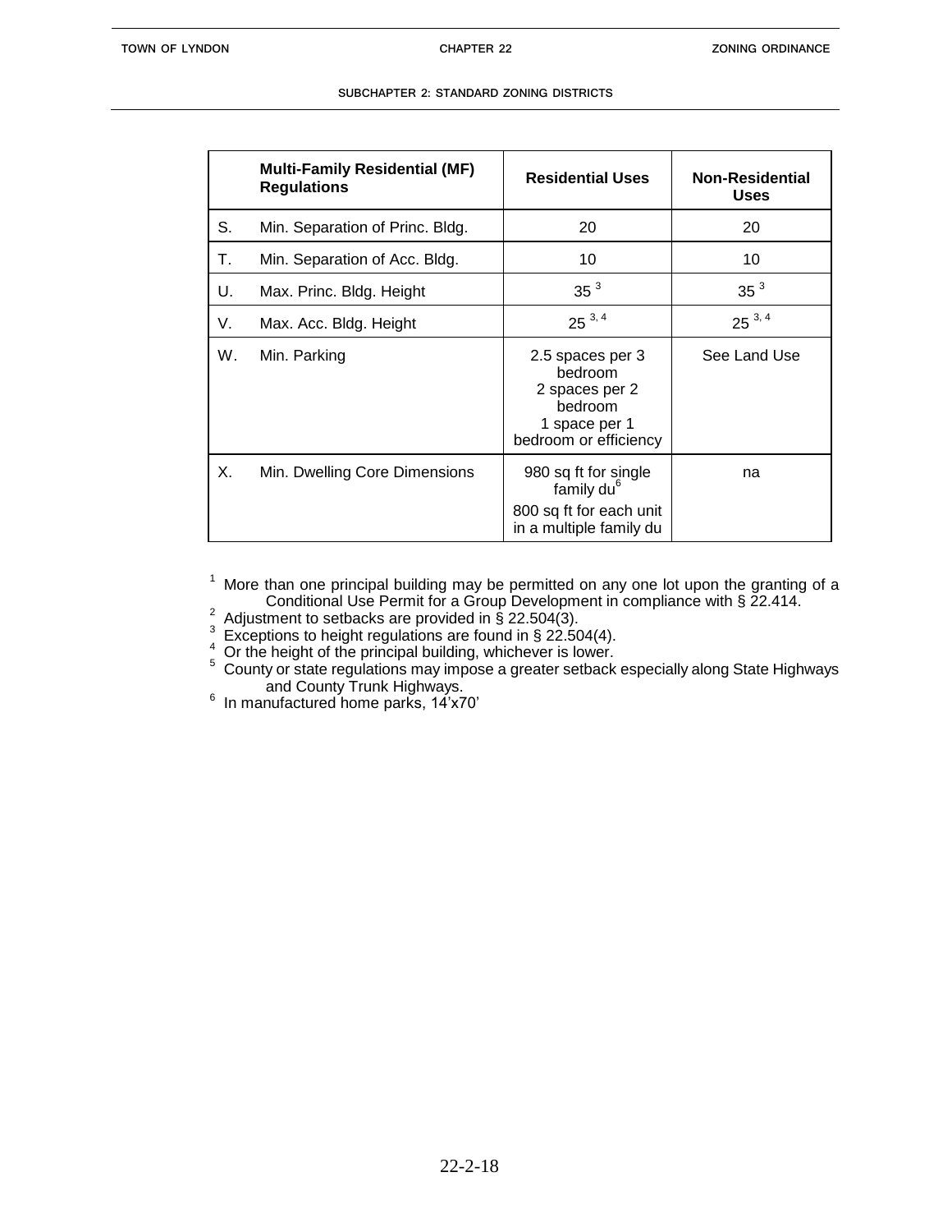| | Multi-Family Residential (MF) Regulations | Residential Uses | Non-Residential Uses |
|---|---|---|---|
| S. | Min. Separation of Princ. Bldg. | 20 | 20 |
| T. | Min. Separation of Acc. Bldg. | 10 | 10 |
| U. | Max. Princ. Bldg. Height | 35 [3] | 35 [3] |
| V. | Max. Acc. Bldg. Height | 25 [3, 4] | 25 [3, 4] |
| W. | Min. Parking | 2.5 spaces per 3 bedroom<br>2 spaces per 2 bedroom<br>1 space per 1 bedroom or efficiency | See Land Use |
| X. | Min. Dwelling Core Dimensions | 980 sq ft for single family du[6]<br>800 sq ft for each unit in a multiple family du | na |

[1] More than one principal building may be permitted on any one lot upon the granting of a Conditional Use Permit for a Group Development in compliance with § 22.414.
[2] Adjustment to setbacks are provided in § 22.504(3).
[3] Exceptions to height regulations are found in § 22.504(4).
[4] Or the height of the principal building, whichever is lower.
[5] County or state regulations may impose a greater setback especially along State Highways and County Trunk Highways.
[6] In manufactured home parks, 14'x70'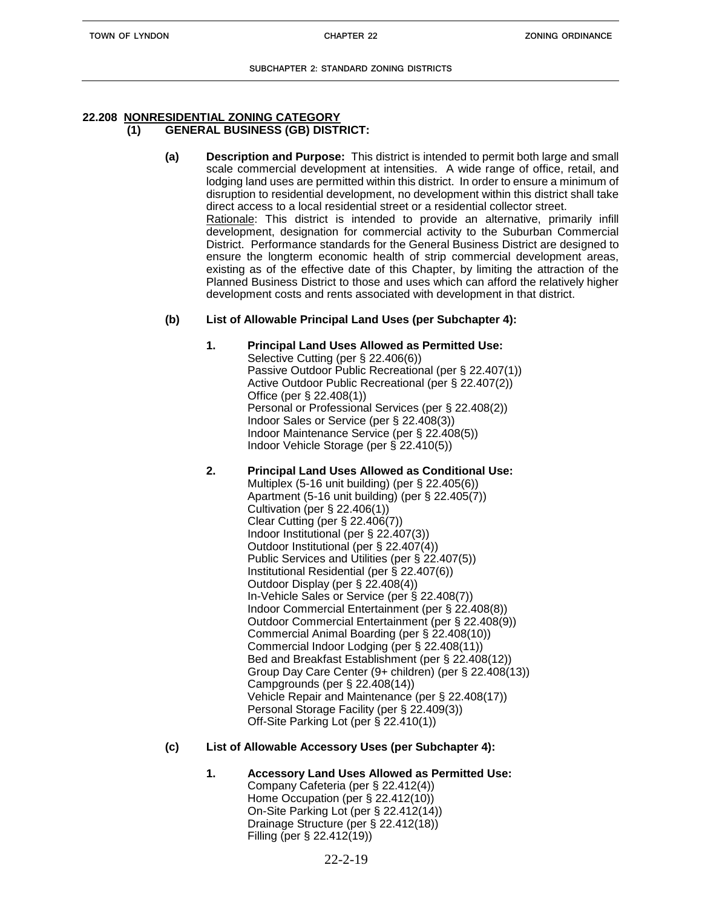## 22.208 NONRESIDENTIAL ZONING CATEGORY

### (1) GENERAL BUSINESS (GB) DISTRICT:

**(a) Description and Purpose:** This district is intended to permit both large and small scale commercial development at intensities. A wide range of office, retail, and lodging land uses are permitted within this district. In order to ensure a minimum of disruption to residential development, no development within this district shall take direct access to a local residential street or a residential collector street.
Rationale: This district is intended to provide an alternative, primarily infill development, designation for commercial activity to the Suburban Commercial District. Performance standards for the General Business District are designed to ensure the longterm economic health of strip commercial development areas, existing as of the effective date of this Chapter, by limiting the attraction of the Planned Business District to those and uses which can afford the relatively higher development costs and rents associated with development in that district.

**(b) List of Allowable Principal Land Uses (per Subchapter 4):**

**1. Principal Land Uses Allowed as Permitted Use:**
Selective Cutting (per § 22.406(6))
Passive Outdoor Public Recreational (per § 22.407(1))
Active Outdoor Public Recreational (per § 22.407(2))
Office (per § 22.408(1))
Personal or Professional Services (per § 22.408(2))
Indoor Sales or Service (per § 22.408(3))
Indoor Maintenance Service (per § 22.408(5))
Indoor Vehicle Storage (per § 22.410(5))

**2. Principal Land Uses Allowed as Conditional Use:**
Multiplex (5-16 unit building) (per § 22.405(6))
Apartment (5-16 unit building) (per § 22.405(7))
Cultivation (per § 22.406(1))
Clear Cutting (per § 22.406(7))
Indoor Institutional (per § 22.407(3))
Outdoor Institutional (per § 22.407(4))
Public Services and Utilities (per § 22.407(5))
Institutional Residential (per § 22.407(6))
Outdoor Display (per § 22.408(4))
In-Vehicle Sales or Service (per § 22.408(7))
Indoor Commercial Entertainment (per § 22.408(8))
Outdoor Commercial Entertainment (per § 22.408(9))
Commercial Animal Boarding (per § 22.408(10))
Commercial Indoor Lodging (per § 22.408(11))
Bed and Breakfast Establishment (per § 22.408(12))
Group Day Care Center (9+ children) (per § 22.408(13))
Campgrounds (per § 22.408(14))
Vehicle Repair and Maintenance (per § 22.408(17))
Personal Storage Facility (per § 22.409(3))
Off-Site Parking Lot (per § 22.410(1))

**(c) List of Allowable Accessory Uses (per Subchapter 4):**

**1. Accessory Land Uses Allowed as Permitted Use:**
Company Cafeteria (per § 22.412(4))
Home Occupation (per § 22.412(10))
On-Site Parking Lot (per § 22.412(14))
Drainage Structure (per § 22.412(18))
Filling (per § 22.412(19))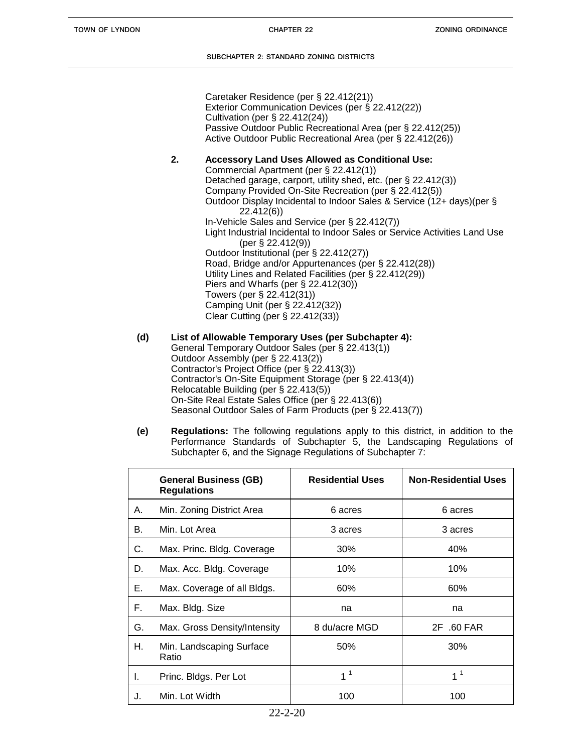Caretaker Residence (per § 22.412(21))
Exterior Communication Devices (per § 22.412(22))
Cultivation (per § 22.412(24))
Passive Outdoor Public Recreational Area (per § 22.412(25))
Active Outdoor Public Recreational Area (per § 22.412(26))

**2. Accessory Land Uses Allowed as Conditional Use:**
Commercial Apartment (per § 22.412(1))
Detached garage, carport, utility shed, etc. (per § 22.412(3))
Company Provided On-Site Recreation (per § 22.412(5))
Outdoor Display Incidental to Indoor Sales & Service (12+ days)(per § 22.412(6))
In-Vehicle Sales and Service (per § 22.412(7))
Light Industrial Incidental to Indoor Sales or Service Activities Land Use (per § 22.412(9))
Outdoor Institutional (per § 22.412(27))
Road, Bridge and/or Appurtenances (per § 22.412(28))
Utility Lines and Related Facilities (per § 22.412(29))
Piers and Wharfs (per § 22.412(30))
Towers (per § 22.412(31))
Camping Unit (per § 22.412(32))
Clear Cutting (per § 22.412(33))

**(d) List of Allowable Temporary Uses (per Subchapter 4):**
General Temporary Outdoor Sales (per § 22.413(1))
Outdoor Assembly (per § 22.413(2))
Contractor's Project Office (per § 22.413(3))
Contractor's On-Site Equipment Storage (per § 22.413(4))
Relocatable Building (per § 22.413(5))
On-Site Real Estate Sales Office (per § 22.413(6))
Seasonal Outdoor Sales of Farm Products (per § 22.413(7))

**(e) Regulations:** The following regulations apply to this district, in addition to the Performance Standards of Subchapter 5, the Landscaping Regulations of Subchapter 6, and the Signage Regulations of Subchapter 7:

| | General Business (GB) Regulations | Residential Uses | Non-Residential Uses |
|---|---|---|---|
| A. | Min. Zoning District Area | 6 acres | 6 acres |
| B. | Min. Lot Area | 3 acres | 3 acres |
| C. | Max. Princ. Bldg. Coverage | 30% | 40% |
| D. | Max. Acc. Bldg. Coverage | 10% | 10% |
| E. | Max. Coverage of all Bldgs. | 60% | 60% |
| F. | Max. Bldg. Size | na | na |
| G. | Max. Gross Density/Intensity | 8 du/acre MGD | 2F .60 FAR |
| H. | Min. Landscaping Surface Ratio | 50% | 30% |
| I. | Princ. Bldgs. Per Lot | 1 [1] | 1 [1] |
| J. | Min. Lot Width | 100 | 100 |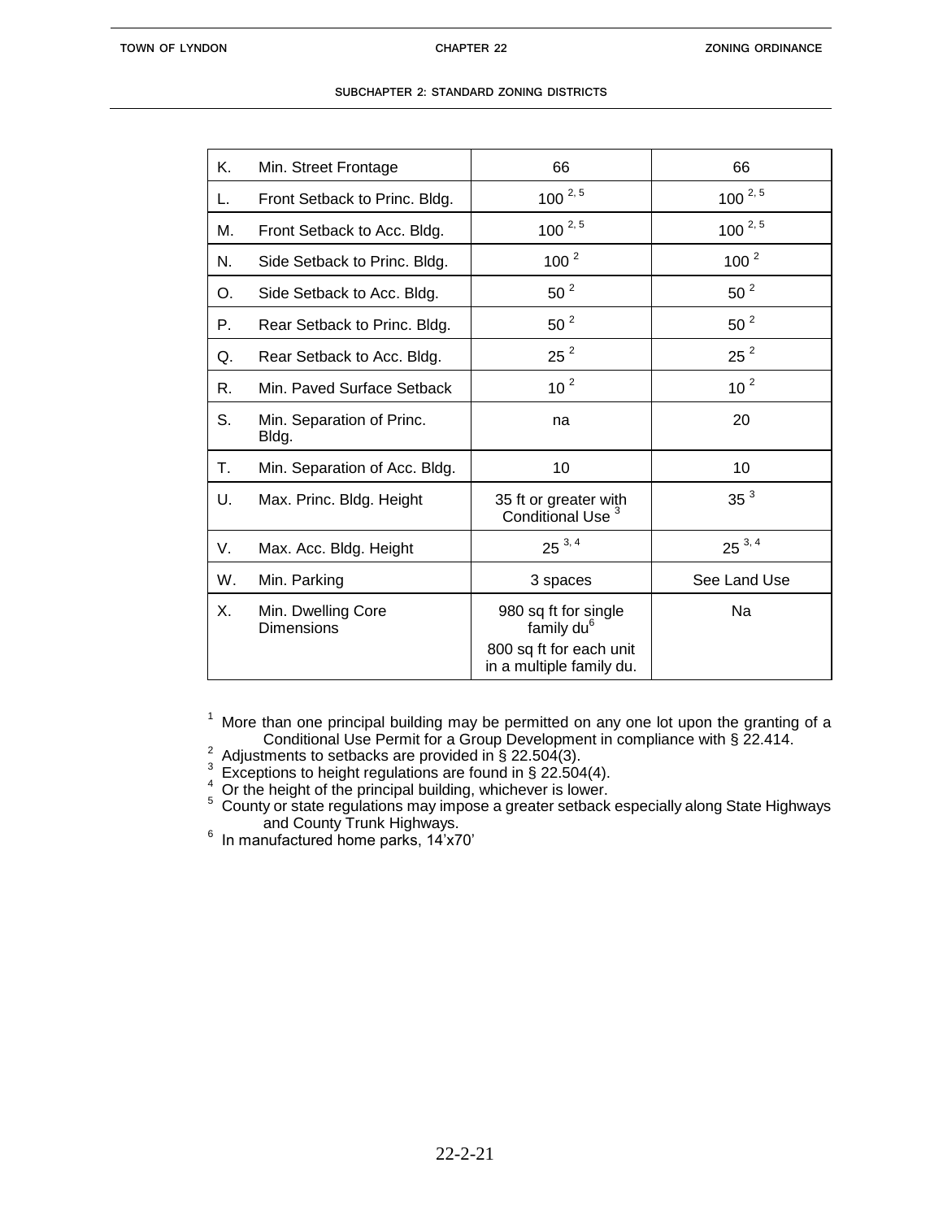| | | | |
|---|---|---|---|
| K. | Min. Street Frontage | 66 | 66 |
| L. | Front Setback to Princ. Bldg. | 100 [2, 5] | 100 [2, 5] |
| M. | Front Setback to Acc. Bldg. | 100 [2, 5] | 100 [2, 5] |
| N. | Side Setback to Princ. Bldg. | 100 [2] | 100 [2] |
| O. | Side Setback to Acc. Bldg. | 50 [2] | 50 [2] |
| P. | Rear Setback to Princ. Bldg. | 50 [2] | 50 [2] |
| Q. | Rear Setback to Acc. Bldg. | 25 [2] | 25 [2] |
| R. | Min. Paved Surface Setback | 10 [2] | 10 [2] |
| S. | Min. Separation of Princ. Bldg. | na | 20 |
| T. | Min. Separation of Acc. Bldg. | 10 | 10 |
| U. | Max. Princ. Bldg. Height | 35 ft or greater with Conditional Use [3] | 35 [3] |
| V. | Max. Acc. Bldg. Height | 25 [3, 4] | 25 [3, 4] |
| W. | Min. Parking | 3 spaces | See Land Use |
| X. | Min. Dwelling Core Dimensions | 980 sq ft for single family du[6]<br>800 sq ft for each unit in a multiple family du. | Na |

[1] More than one principal building may be permitted on any one lot upon the granting of a Conditional Use Permit for a Group Development in compliance with § 22.414.
[2] Adjustments to setbacks are provided in § 22.504(3).
[3] Exceptions to height regulations are found in § 22.504(4).
[4] Or the height of the principal building, whichever is lower.
[5] County or state regulations may impose a greater setback especially along State Highways and County Trunk Highways.
[6] In manufactured home parks, 14'x70'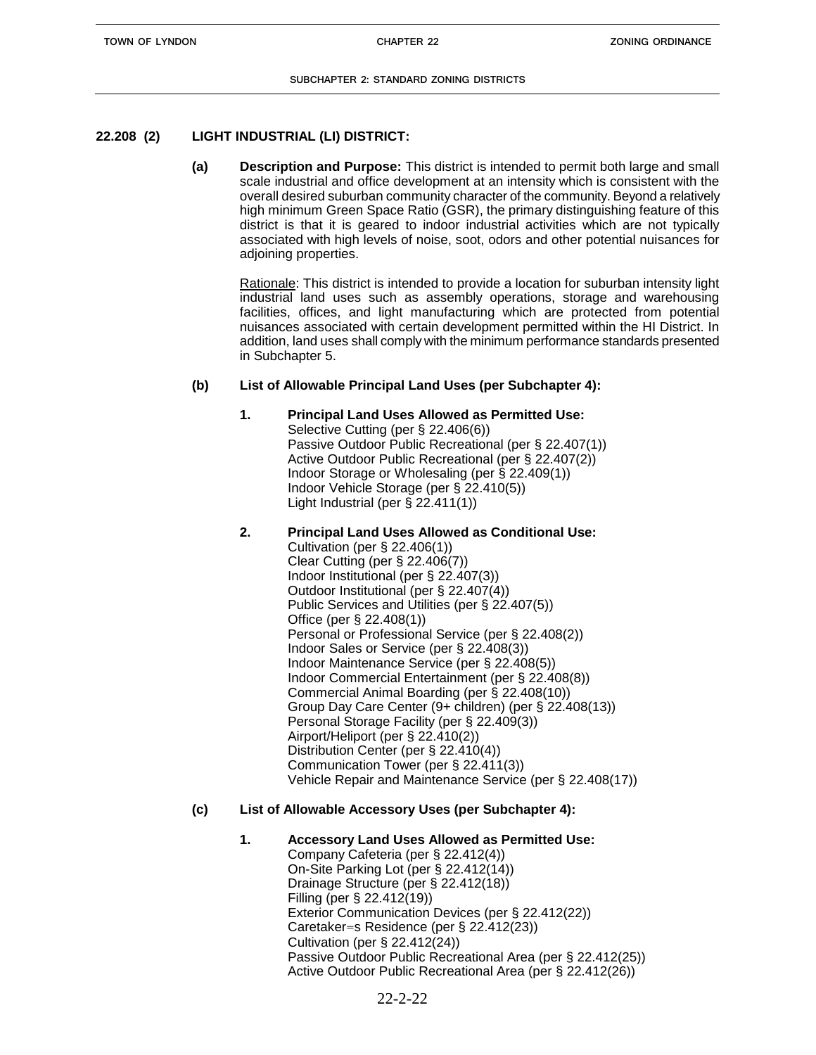## 22.208 (2) LIGHT INDUSTRIAL (LI) DISTRICT:

**(a) Description and Purpose:** This district is intended to permit both large and small scale industrial and office development at an intensity which is consistent with the overall desired suburban community character of the community. Beyond a relatively high minimum Green Space Ratio (GSR), the primary distinguishing feature of this district is that it is geared to indoor industrial activities which are not typically associated with high levels of noise, soot, odors and other potential nuisances for adjoining properties.

Rationale: This district is intended to provide a location for suburban intensity light industrial land uses such as assembly operations, storage and warehousing facilities, offices, and light manufacturing which are protected from potential nuisances associated with certain development permitted within the HI District. In addition, land uses shall comply with the minimum performance standards presented in Subchapter 5.

**(b) List of Allowable Principal Land Uses (per Subchapter 4):**

**1. Principal Land Uses Allowed as Permitted Use:**

Selective Cutting (per § 22.406(6))
Passive Outdoor Public Recreational (per § 22.407(1))
Active Outdoor Public Recreational (per § 22.407(2))
Indoor Storage or Wholesaling (per § 22.409(1))
Indoor Vehicle Storage (per § 22.410(5))
Light Industrial (per § 22.411(1))

**2. Principal Land Uses Allowed as Conditional Use:**

Cultivation (per § 22.406(1))
Clear Cutting (per § 22.406(7))
Indoor Institutional (per § 22.407(3))
Outdoor Institutional (per § 22.407(4))
Public Services and Utilities (per § 22.407(5))
Office (per § 22.408(1))
Personal or Professional Service (per § 22.408(2))
Indoor Sales or Service (per § 22.408(3))
Indoor Maintenance Service (per § 22.408(5))
Indoor Commercial Entertainment (per § 22.408(8))
Commercial Animal Boarding (per § 22.408(10))
Group Day Care Center (9+ children) (per § 22.408(13))
Personal Storage Facility (per § 22.409(3))
Airport/Heliport (per § 22.410(2))
Distribution Center (per § 22.410(4))
Communication Tower (per § 22.411(3))
Vehicle Repair and Maintenance Service (per § 22.408(17))

**(c) List of Allowable Accessory Uses (per Subchapter 4):**

**1. Accessory Land Uses Allowed as Permitted Use:**

Company Cafeteria (per § 22.412(4))
On-Site Parking Lot (per § 22.412(14))
Drainage Structure (per § 22.412(18))
Filling (per § 22.412(19))
Exterior Communication Devices (per § 22.412(22))
Caretaker=s Residence (per § 22.412(23))
Cultivation (per § 22.412(24))
Passive Outdoor Public Recreational Area (per § 22.412(25))
Active Outdoor Public Recreational Area (per § 22.412(26))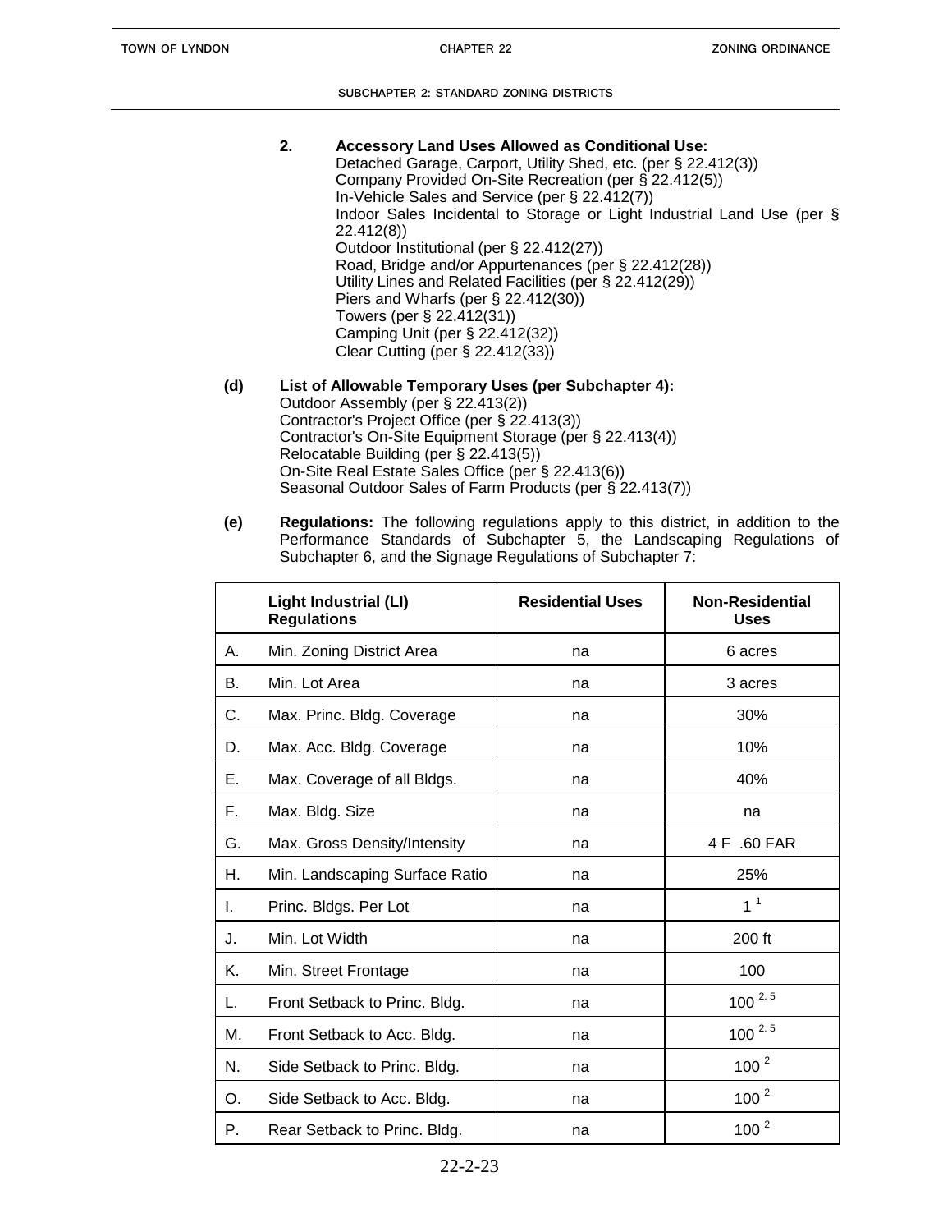2. **Accessory Land Uses Allowed as Conditional Use:**
   Detached Garage, Carport, Utility Shed, etc. (per § 22.412(3))
   Company Provided On-Site Recreation (per § 22.412(5))
   In-Vehicle Sales and Service (per § 22.412(7))
   Indoor Sales Incidental to Storage or Light Industrial Land Use (per § 22.412(8))
   Outdoor Institutional (per § 22.412(27))
   Road, Bridge and/or Appurtenances (per § 22.412(28))
   Utility Lines and Related Facilities (per § 22.412(29))
   Piers and Wharfs (per § 22.412(30))
   Towers (per § 22.412(31))
   Camping Unit (per § 22.412(32))
   Clear Cutting (per § 22.412(33))

**(d) List of Allowable Temporary Uses (per Subchapter 4):**
Outdoor Assembly (per § 22.413(2))
Contractor's Project Office (per § 22.413(3))
Contractor's On-Site Equipment Storage (per § 22.413(4))
Relocatable Building (per § 22.413(5))
On-Site Real Estate Sales Office (per § 22.413(6))
Seasonal Outdoor Sales of Farm Products (per § 22.413(7))

**(e) Regulations:** The following regulations apply to this district, in addition to the Performance Standards of Subchapter 5, the Landscaping Regulations of Subchapter 6, and the Signage Regulations of Subchapter 7:

| | Light Industrial (LI) Regulations | Residential Uses | Non-Residential Uses |
|---|---|---|---|
| A. | Min. Zoning District Area | na | 6 acres |
| B. | Min. Lot Area | na | 3 acres |
| C. | Max. Princ. Bldg. Coverage | na | 30% |
| D. | Max. Acc. Bldg. Coverage | na | 10% |
| E. | Max. Coverage of all Bldgs. | na | 40% |
| F. | Max. Bldg. Size | na | na |
| G. | Max. Gross Density/Intensity | na | 4 F .60 FAR |
| H. | Min. Landscaping Surface Ratio | na | 25% |
| I. | Princ. Bldgs. Per Lot | na | 1 [1] |
| J. | Min. Lot Width | na | 200 ft |
| K. | Min. Street Frontage | na | 100 |
| L. | Front Setback to Princ. Bldg. | na | 100 [2, 5] |
| M. | Front Setback to Acc. Bldg. | na | 100 [2, 5] |
| N. | Side Setback to Princ. Bldg. | na | 100 [2] |
| O. | Side Setback to Acc. Bldg. | na | 100 [2] |
| P. | Rear Setback to Princ. Bldg. | na | 100 [2] |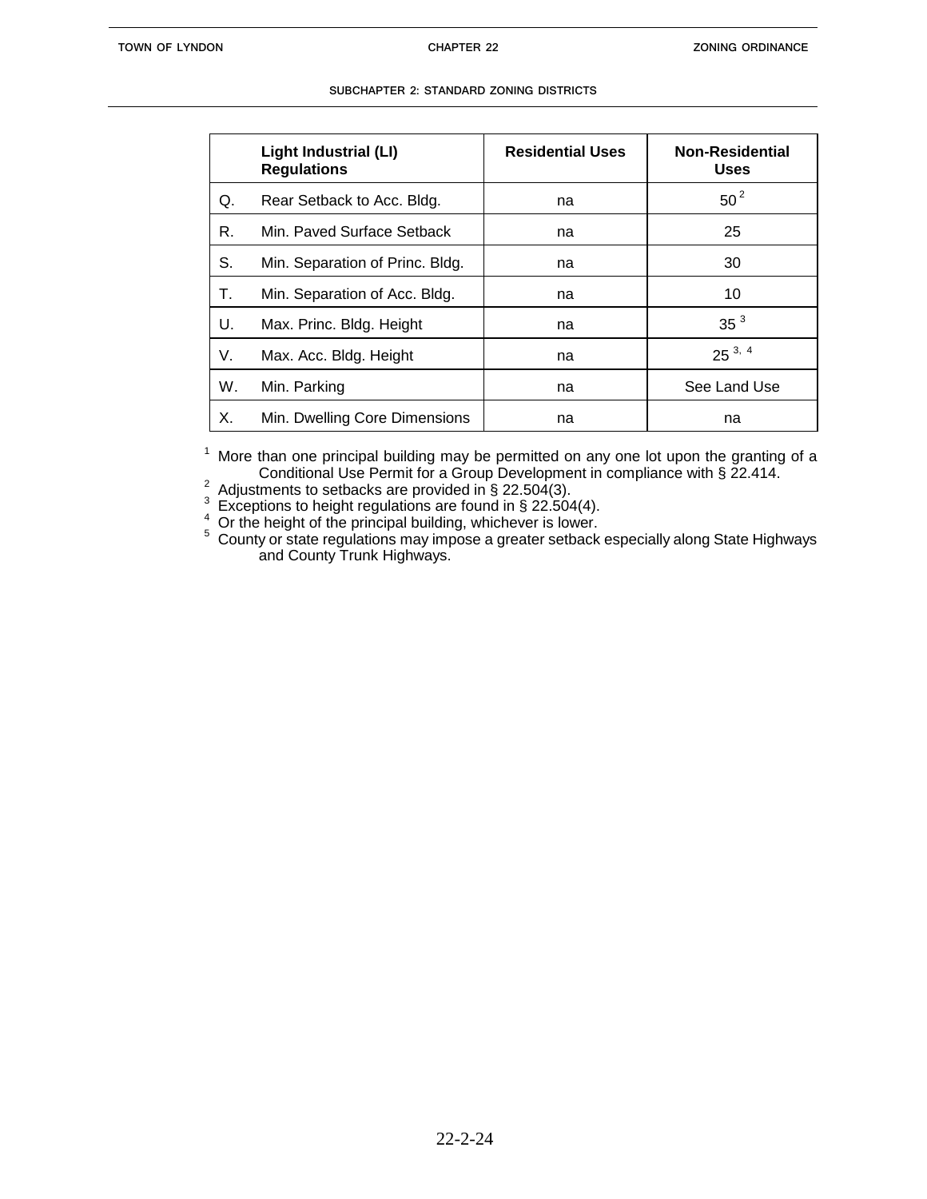| | Light Industrial (LI) Regulations | Residential Uses | Non-Residential Uses |
|---|---|---|---|
| Q. | Rear Setback to Acc. Bldg. | na | 50 [2] |
| R. | Min. Paved Surface Setback | na | 25 |
| S. | Min. Separation of Princ. Bldg. | na | 30 |
| T. | Min. Separation of Acc. Bldg. | na | 10 |
| U. | Max. Princ. Bldg. Height | na | 35 [3] |
| V. | Max. Acc. Bldg. Height | na | 25 [3, 4] |
| W. | Min. Parking | na | See Land Use |
| X. | Min. Dwelling Core Dimensions | na | na |

[1] More than one principal building may be permitted on any one lot upon the granting of a Conditional Use Permit for a Group Development in compliance with § 22.414.
[2] Adjustments to setbacks are provided in § 22.504(3).
[3] Exceptions to height regulations are found in § 22.504(4).
[4] Or the height of the principal building, whichever is lower.
[5] County or state regulations may impose a greater setback especially along State Highways and County Trunk Highways.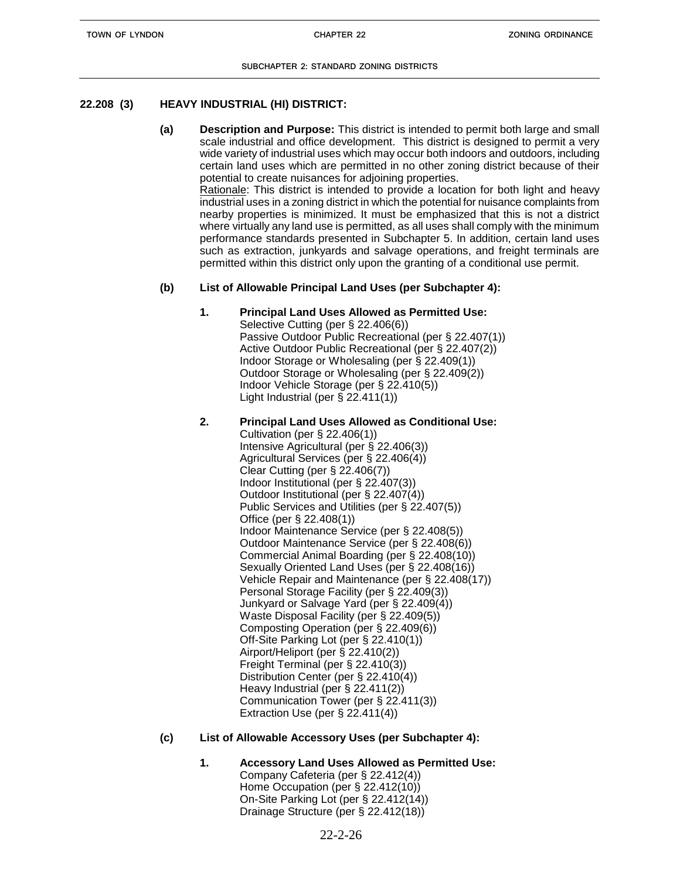## 22.208 (3) HEAVY INDUSTRIAL (HI) DISTRICT:

**(a) Description and Purpose:** This district is intended to permit both large and small scale industrial and office development. This district is designed to permit a very wide variety of industrial uses which may occur both indoors and outdoors, including certain land uses which are permitted in no other zoning district because of their potential to create nuisances for adjoining properties.
Rationale: This district is intended to provide a location for both light and heavy industrial uses in a zoning district in which the potential for nuisance complaints from nearby properties is minimized. It must be emphasized that this is not a district where virtually any land use is permitted, as all uses shall comply with the minimum performance standards presented in Subchapter 5. In addition, certain land uses such as extraction, junkyards and salvage operations, and freight terminals are permitted within this district only upon the granting of a conditional use permit.

**(b) List of Allowable Principal Land Uses (per Subchapter 4):**

**1. Principal Land Uses Allowed as Permitted Use:**
Selective Cutting (per § 22.406(6))
Passive Outdoor Public Recreational (per § 22.407(1))
Active Outdoor Public Recreational (per § 22.407(2))
Indoor Storage or Wholesaling (per § 22.409(1))
Outdoor Storage or Wholesaling (per § 22.409(2))
Indoor Vehicle Storage (per § 22.410(5))
Light Industrial (per § 22.411(1))

**2. Principal Land Uses Allowed as Conditional Use:**
Cultivation (per § 22.406(1))
Intensive Agricultural (per § 22.406(3))
Agricultural Services (per § 22.406(4))
Clear Cutting (per § 22.406(7))
Indoor Institutional (per § 22.407(3))
Outdoor Institutional (per § 22.407(4))
Public Services and Utilities (per § 22.407(5))
Office (per § 22.408(1))
Indoor Maintenance Service (per § 22.408(5))
Outdoor Maintenance Service (per § 22.408(6))
Commercial Animal Boarding (per § 22.408(10))
Sexually Oriented Land Uses (per § 22.408(16))
Vehicle Repair and Maintenance (per § 22.408(17))
Personal Storage Facility (per § 22.409(3))
Junkyard or Salvage Yard (per § 22.409(4))
Waste Disposal Facility (per § 22.409(5))
Composting Operation (per § 22.409(6))
Off-Site Parking Lot (per § 22.410(1))
Airport/Heliport (per § 22.410(2))
Freight Terminal (per § 22.410(3))
Distribution Center (per § 22.410(4))
Heavy Industrial (per § 22.411(2))
Communication Tower (per § 22.411(3))
Extraction Use (per § 22.411(4))

**(c) List of Allowable Accessory Uses (per Subchapter 4):**

**1. Accessory Land Uses Allowed as Permitted Use:**
Company Cafeteria (per § 22.412(4))
Home Occupation (per § 22.412(10))
On-Site Parking Lot (per § 22.412(14))
Drainage Structure (per § 22.412(18))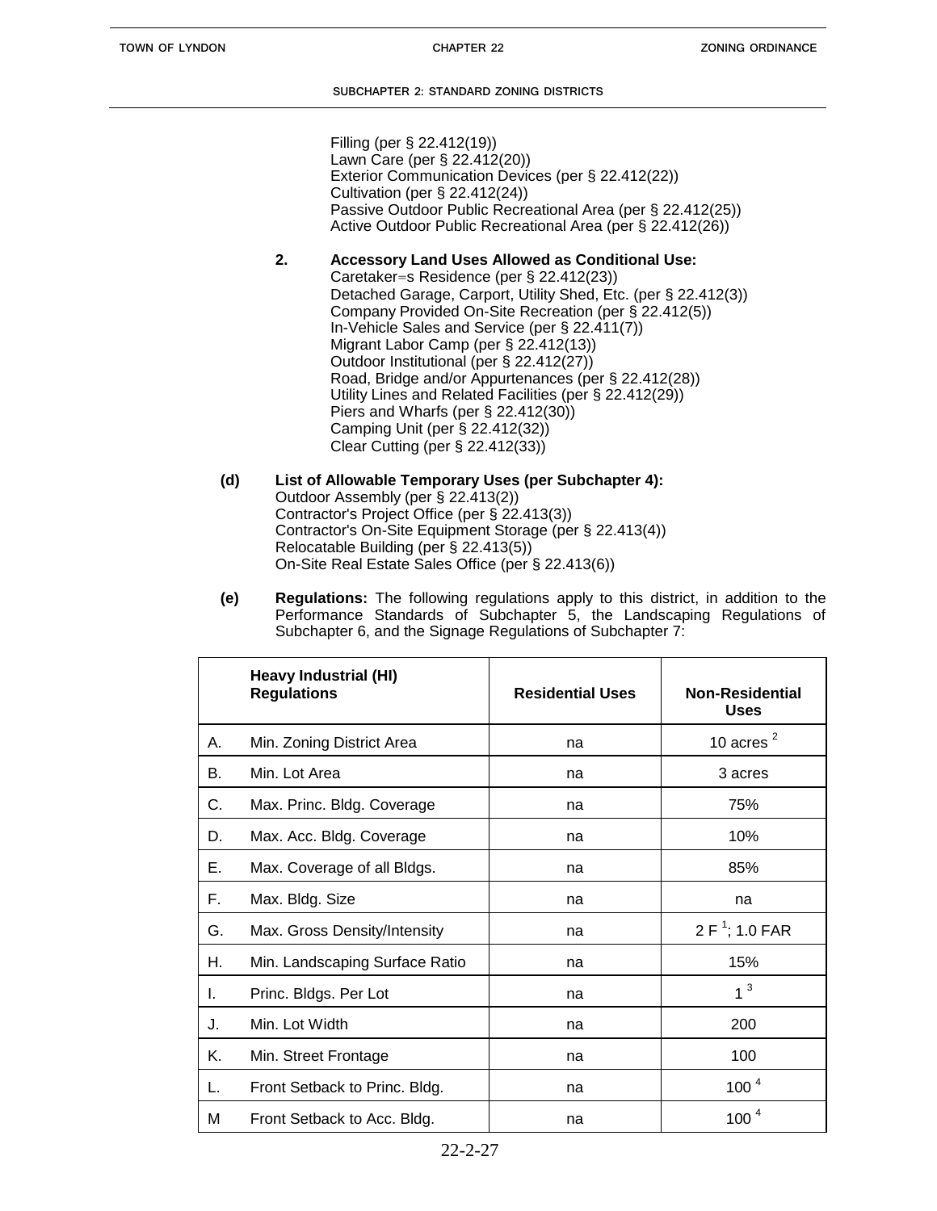Filling (per § 22.412(19))
Lawn Care (per § 22.412(20))
Exterior Communication Devices (per § 22.412(22))
Cultivation (per § 22.412(24))
Passive Outdoor Public Recreational Area (per § 22.412(25))
Active Outdoor Public Recreational Area (per § 22.412(26))

**2. Accessory Land Uses Allowed as Conditional Use:**
Caretaker=s Residence (per § 22.412(23))
Detached Garage, Carport, Utility Shed, Etc. (per § 22.412(3))
Company Provided On-Site Recreation (per § 22.412(5))
In-Vehicle Sales and Service (per § 22.411(7))
Migrant Labor Camp (per § 22.412(13))
Outdoor Institutional (per § 22.412(27))
Road, Bridge and/or Appurtenances (per § 22.412(28))
Utility Lines and Related Facilities (per § 22.412(29))
Piers and Wharfs (per § 22.412(30))
Camping Unit (per § 22.412(32))
Clear Cutting (per § 22.412(33))

**(d) List of Allowable Temporary Uses (per Subchapter 4):**
Outdoor Assembly (per § 22.413(2))
Contractor's Project Office (per § 22.413(3))
Contractor's On-Site Equipment Storage (per § 22.413(4))
Relocatable Building (per § 22.413(5))
On-Site Real Estate Sales Office (per § 22.413(6))

**(e) Regulations:** The following regulations apply to this district, in addition to the Performance Standards of Subchapter 5, the Landscaping Regulations of Subchapter 6, and the Signage Regulations of Subchapter 7:

| | Heavy Industrial (HI) Regulations | Residential Uses | Non-Residential Uses |
|---|---|---|---|
| A. | Min. Zoning District Area | na | 10 acres [2] |
| B. | Min. Lot Area | na | 3 acres |
| C. | Max. Princ. Bldg. Coverage | na | 75% |
| D. | Max. Acc. Bldg. Coverage | na | 10% |
| E. | Max. Coverage of all Bldgs. | na | 85% |
| F. | Max. Bldg. Size | na | na |
| G. | Max. Gross Density/Intensity | na | 2 F [1]; 1.0 FAR |
| H. | Min. Landscaping Surface Ratio | na | 15% |
| I. | Princ. Bldgs. Per Lot | na | 1 [3] |
| J. | Min. Lot Width | na | 200 |
| K. | Min. Street Frontage | na | 100 |
| L. | Front Setback to Princ. Bldg. | na | 100 [4] |
| M | Front Setback to Acc. Bldg. | na | 100 [4] |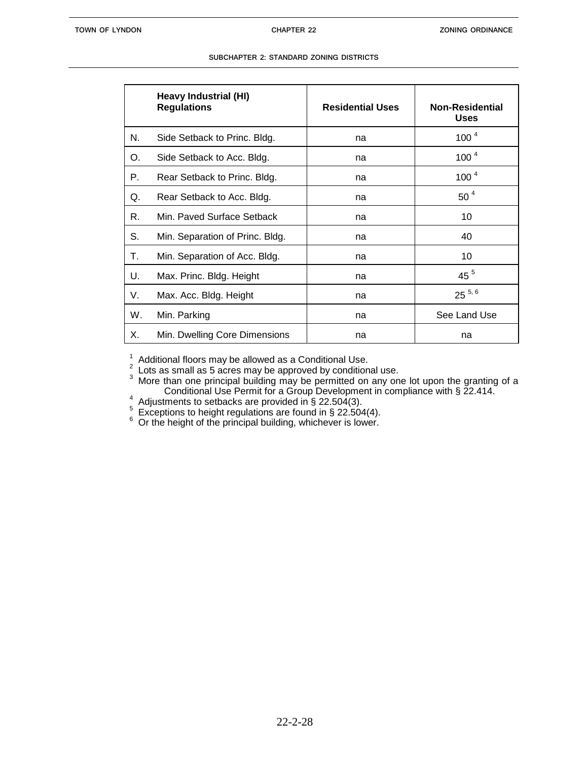| | Heavy Industrial (HI) Regulations | Residential Uses | Non-Residential Uses |
|---|---|---|---|
| N. | Side Setback to Princ. Bldg. | na | 100 [4] |
| O. | Side Setback to Acc. Bldg. | na | 100 [4] |
| P. | Rear Setback to Princ. Bldg. | na | 100 [4] |
| Q. | Rear Setback to Acc. Bldg. | na | 50 [4] |
| R. | Min. Paved Surface Setback | na | 10 |
| S. | Min. Separation of Princ. Bldg. | na | 40 |
| T. | Min. Separation of Acc. Bldg. | na | 10 |
| U. | Max. Princ. Bldg. Height | na | 45 [5] |
| V. | Max. Acc. Bldg. Height | na | 25 [5, 6] |
| W. | Min. Parking | na | See Land Use |
| X. | Min. Dwelling Core Dimensions | na | na |

[1] Additional floors may be allowed as a Conditional Use.
[2] Lots as small as 5 acres may be approved by conditional use.
[3] More than one principal building may be permitted on any one lot upon the granting of a Conditional Use Permit for a Group Development in compliance with § 22.414.
[4] Adjustments to setbacks are provided in § 22.504(3).
[5] Exceptions to height regulations are found in § 22.504(4).
[6] Or the height of the principal building, whichever is lower.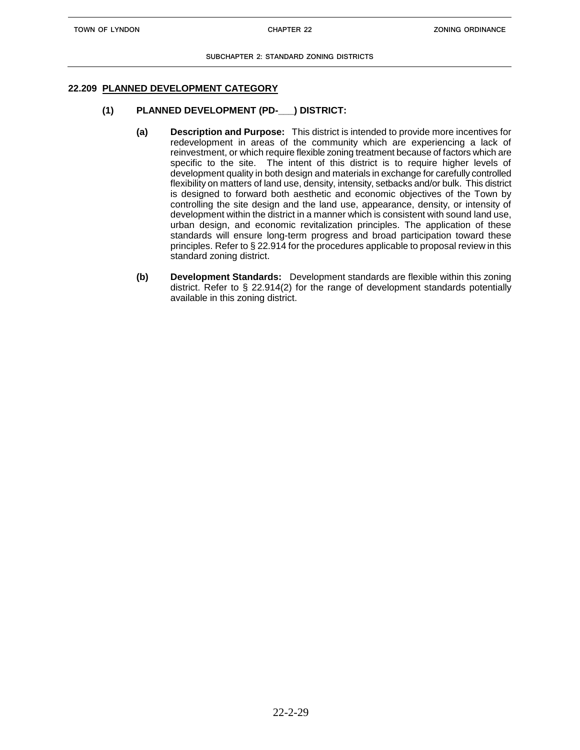## 22.209 PLANNED DEVELOPMENT CATEGORY

### (1) PLANNED DEVELOPMENT (PD-___) DISTRICT:

**(a) Description and Purpose:** This district is intended to provide more incentives for redevelopment in areas of the community which are experiencing a lack of reinvestment, or which require flexible zoning treatment because of factors which are specific to the site. The intent of this district is to require higher levels of development quality in both design and materials in exchange for carefully controlled flexibility on matters of land use, density, intensity, setbacks and/or bulk. This district is designed to forward both aesthetic and economic objectives of the Town by controlling the site design and the land use, appearance, density, or intensity of development within the district in a manner which is consistent with sound land use, urban design, and economic revitalization principles. The application of these standards will ensure long-term progress and broad participation toward these principles. Refer to § 22.914 for the procedures applicable to proposal review in this standard zoning district.

**(b) Development Standards:** Development standards are flexible within this zoning district. Refer to § 22.914(2) for the range of development standards potentially available in this zoning district.